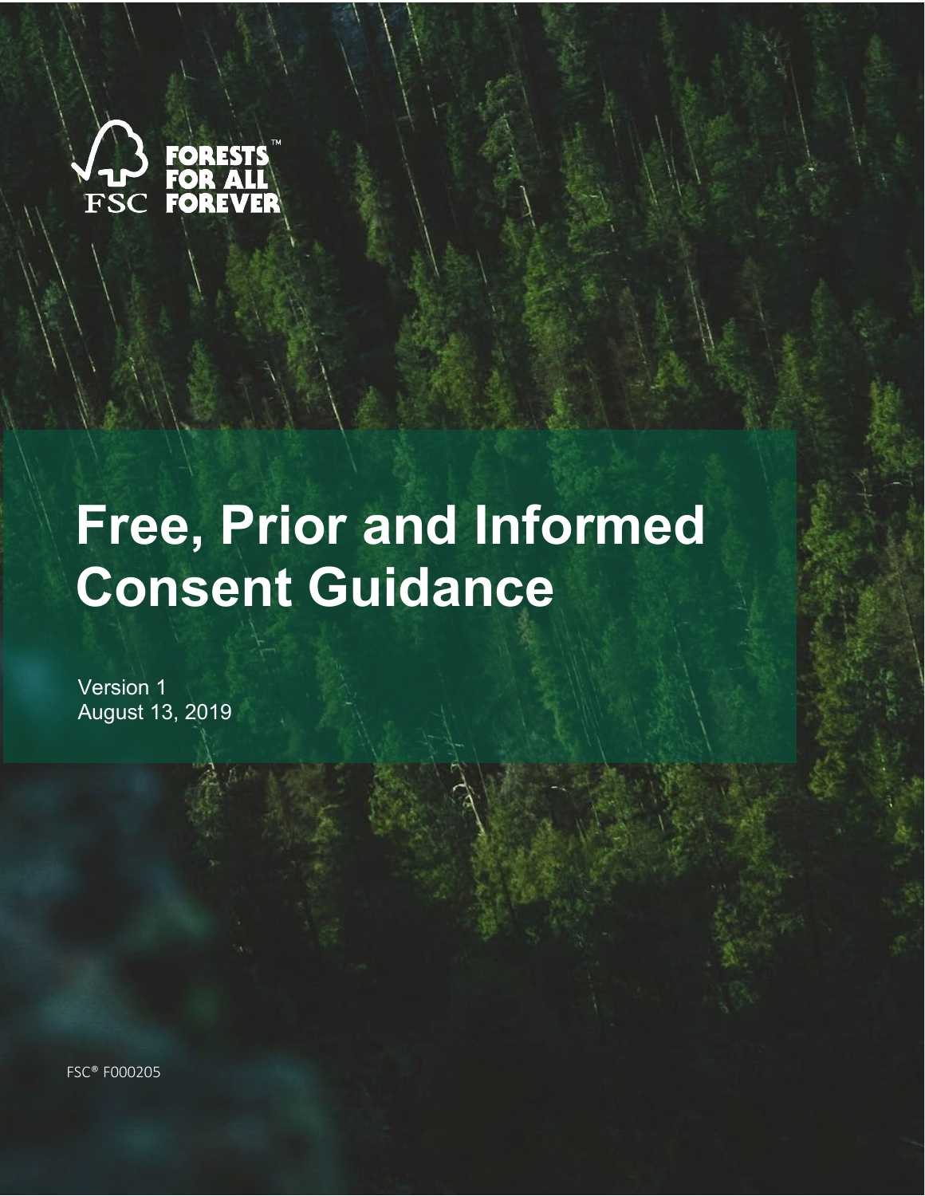FSC FORESTS FOR ALL FOREVER™

# Free, Prior and Informed Consent Guidance

Version 1
August 13, 2019

FSC® F000205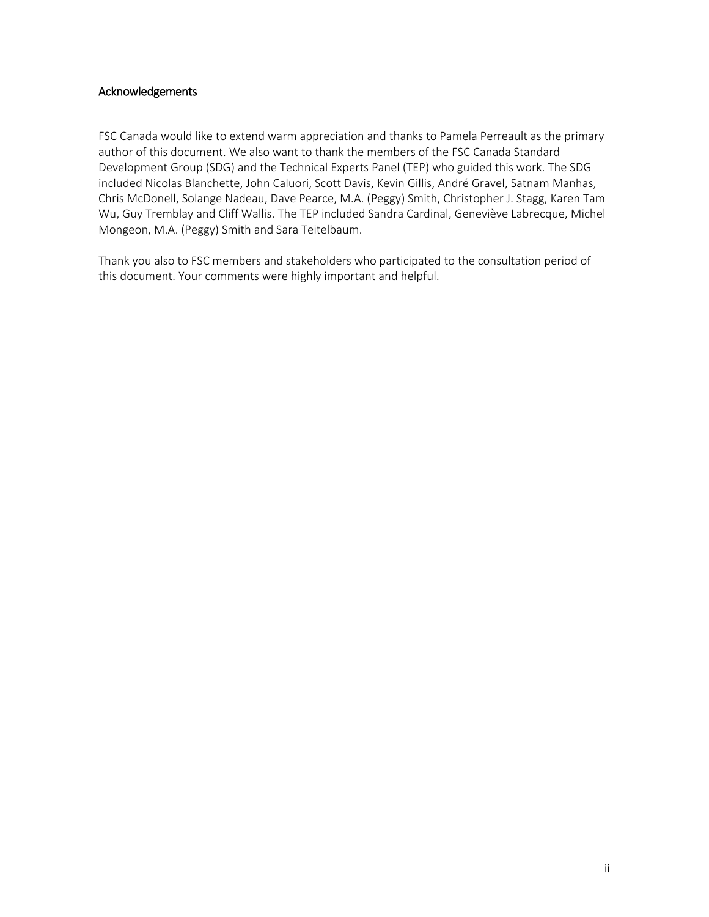## Acknowledgements

FSC Canada would like to extend warm appreciation and thanks to Pamela Perreault as the primary author of this document. We also want to thank the members of the FSC Canada Standard Development Group (SDG) and the Technical Experts Panel (TEP) who guided this work. The SDG included Nicolas Blanchette, John Caluori, Scott Davis, Kevin Gillis, André Gravel, Satnam Manhas, Chris McDonell, Solange Nadeau, Dave Pearce, M.A. (Peggy) Smith, Christopher J. Stagg, Karen Tam Wu, Guy Tremblay and Cliff Wallis. The TEP included Sandra Cardinal, Geneviève Labrecque, Michel Mongeon, M.A. (Peggy) Smith and Sara Teitelbaum.

Thank you also to FSC members and stakeholders who participated to the consultation period of this document. Your comments were highly important and helpful.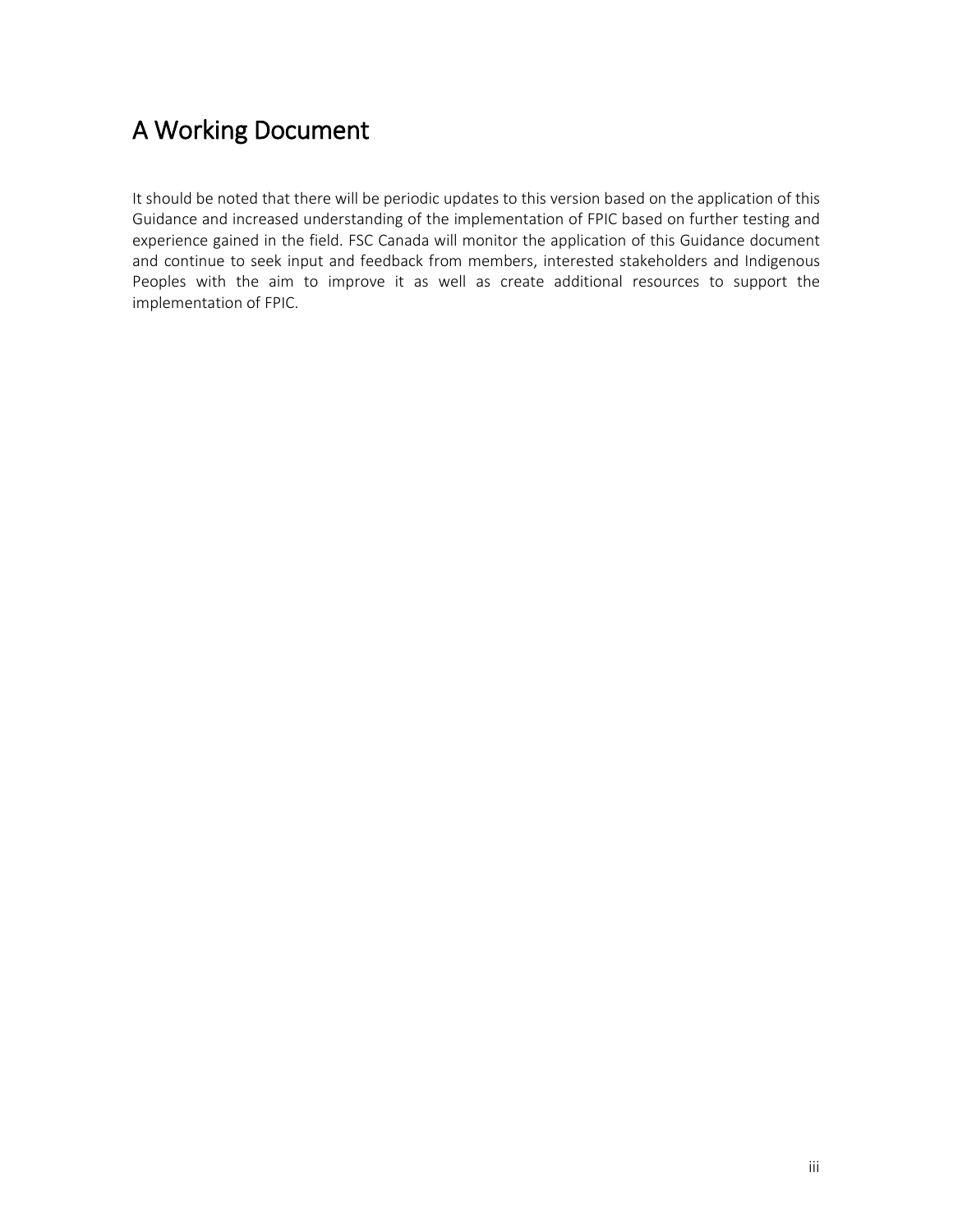# A Working Document

It should be noted that there will be periodic updates to this version based on the application of this Guidance and increased understanding of the implementation of FPIC based on further testing and experience gained in the field. FSC Canada will monitor the application of this Guidance document and continue to seek input and feedback from members, interested stakeholders and Indigenous Peoples with the aim to improve it as well as create additional resources to support the implementation of FPIC.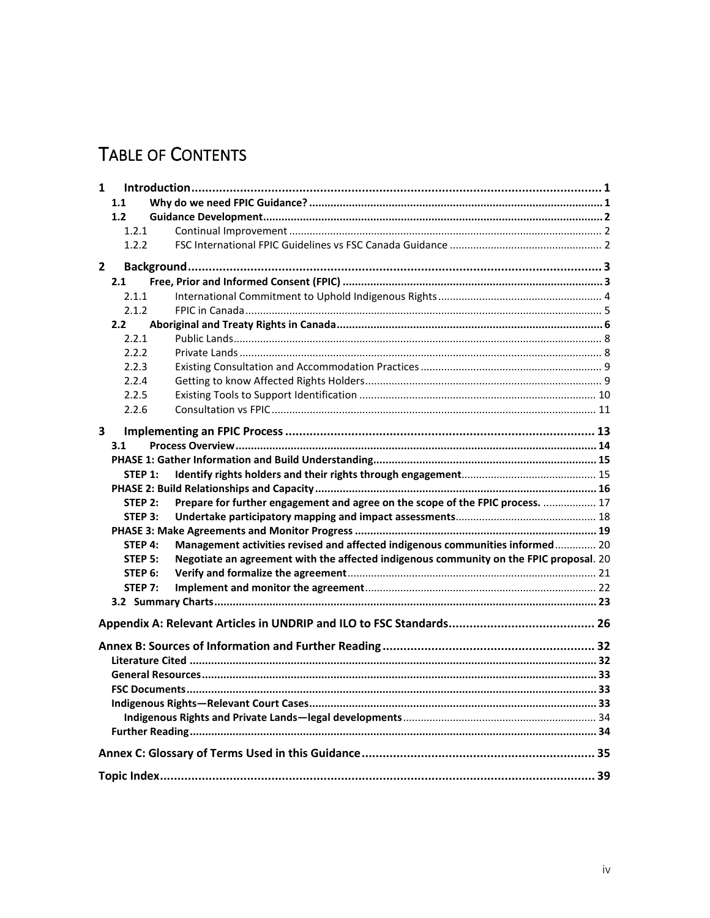# TABLE OF CONTENTS

**1 Introduction** .......... 1
- **1.1 Why do we need FPIC Guidance?** .......... 1
- **1.2 Guidance Development** .......... 2
  - 1.2.1 Continual Improvement .......... 2
  - 1.2.2 FSC International FPIC Guidelines vs FSC Canada Guidance .......... 2

**2 Background** .......... 3
- **2.1 Free, Prior and Informed Consent (FPIC)** .......... 3
  - 2.1.1 International Commitment to Uphold Indigenous Rights .......... 4
  - 2.1.2 FPIC in Canada .......... 5
- **2.2 Aboriginal and Treaty Rights in Canada** .......... 6
  - 2.2.1 Public Lands .......... 8
  - 2.2.2 Private Lands .......... 8
  - 2.2.3 Existing Consultation and Accommodation Practices .......... 9
  - 2.2.4 Getting to know Affected Rights Holders .......... 9
  - 2.2.5 Existing Tools to Support Identification .......... 10
  - 2.2.6 Consultation vs FPIC .......... 11

**3 Implementing an FPIC Process** .......... 13
- **3.1 Process Overview** .......... 14
- **PHASE 1: Gather Information and Build Understanding** .......... 15
  - **STEP 1: Identify rights holders and their rights through engagement** .......... 15
- **PHASE 2: Build Relationships and Capacity** .......... 16
  - **STEP 2: Prepare for further engagement and agree on the scope of the FPIC process.** .......... 17
  - **STEP 3: Undertake participatory mapping and impact assessments** .......... 18
- **PHASE 3: Make Agreements and Monitor Progress** .......... 19
  - **STEP 4: Management activities revised and affected indigenous communities informed** .......... 20
  - **STEP 5: Negotiate an agreement with the affected indigenous community on the FPIC proposal**. 20
  - **STEP 6: Verify and formalize the agreement** .......... 21
  - **STEP 7: Implement and monitor the agreement** .......... 22
- **3.2 Summary Charts** .......... 23

**Appendix A: Relevant Articles in UNDRIP and ILO to FSC Standards** .......... 26

**Annex B: Sources of Information and Further Reading** .......... 32
- **Literature Cited** .......... 32
- **General Resources** .......... 33
- **FSC Documents** .......... 33
- **Indigenous Rights—Relevant Court Cases** .......... 33
  - **Indigenous Rights and Private Lands—legal developments** .......... 34
- **Further Reading** .......... 34

**Annex C: Glossary of Terms Used in this Guidance** .......... 35

**Topic Index** .......... 39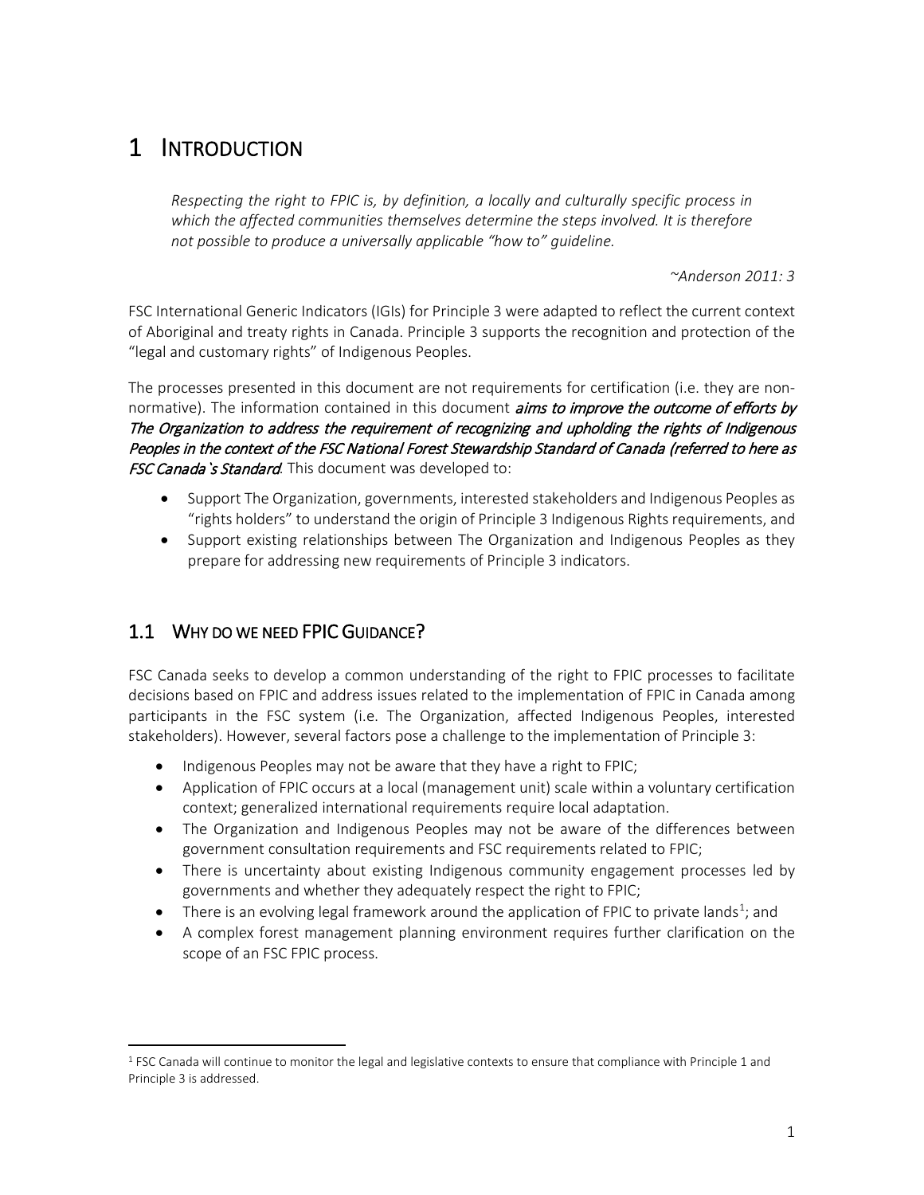# 1 Introduction

> *Respecting the right to FPIC is, by definition, a locally and culturally specific process in which the affected communities themselves determine the steps involved. It is therefore not possible to produce a universally applicable "how to" guideline.*
>
> *~Anderson 2011: 3*

FSC International Generic Indicators (IGIs) for Principle 3 were adapted to reflect the current context of Aboriginal and treaty rights in Canada. Principle 3 supports the recognition and protection of the "legal and customary rights" of Indigenous Peoples.

The processes presented in this document are not requirements for certification (i.e. they are non-normative). The information contained in this document ***aims to improve the outcome of efforts by The Organization to address the requirement of recognizing and upholding the rights of Indigenous Peoples in the context of the FSC National Forest Stewardship Standard of Canada (referred to here as FSC Canada`s Standard***. This document was developed to:

- Support The Organization, governments, interested stakeholders and Indigenous Peoples as "rights holders" to understand the origin of Principle 3 Indigenous Rights requirements, and
- Support existing relationships between The Organization and Indigenous Peoples as they prepare for addressing new requirements of Principle 3 indicators.

## 1.1 Why do we need FPIC Guidance?

FSC Canada seeks to develop a common understanding of the right to FPIC processes to facilitate decisions based on FPIC and address issues related to the implementation of FPIC in Canada among participants in the FSC system (i.e. The Organization, affected Indigenous Peoples, interested stakeholders). However, several factors pose a challenge to the implementation of Principle 3:

- Indigenous Peoples may not be aware that they have a right to FPIC;
- Application of FPIC occurs at a local (management unit) scale within a voluntary certification context; generalized international requirements require local adaptation.
- The Organization and Indigenous Peoples may not be aware of the differences between government consultation requirements and FSC requirements related to FPIC;
- There is uncertainty about existing Indigenous community engagement processes led by governments and whether they adequately respect the right to FPIC;
- There is an evolving legal framework around the application of FPIC to private lands[1]; and
- A complex forest management planning environment requires further clarification on the scope of an FSC FPIC process.

[1] FSC Canada will continue to monitor the legal and legislative contexts to ensure that compliance with Principle 1 and Principle 3 is addressed.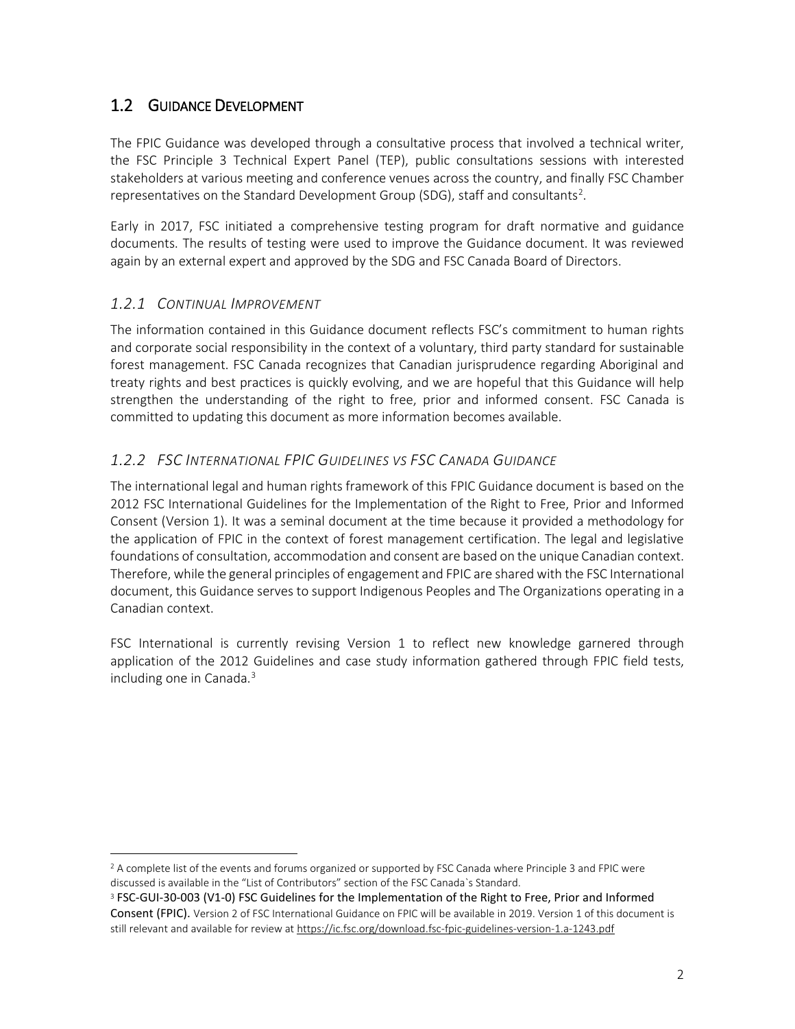## 1.2 Guidance Development

The FPIC Guidance was developed through a consultative process that involved a technical writer, the FSC Principle 3 Technical Expert Panel (TEP), public consultations sessions with interested stakeholders at various meeting and conference venues across the country, and finally FSC Chamber representatives on the Standard Development Group (SDG), staff and consultants[2].

Early in 2017, FSC initiated a comprehensive testing program for draft normative and guidance documents. The results of testing were used to improve the Guidance document. It was reviewed again by an external expert and approved by the SDG and FSC Canada Board of Directors.

### *1.2.1 Continual Improvement*

The information contained in this Guidance document reflects FSC's commitment to human rights and corporate social responsibility in the context of a voluntary, third party standard for sustainable forest management. FSC Canada recognizes that Canadian jurisprudence regarding Aboriginal and treaty rights and best practices is quickly evolving, and we are hopeful that this Guidance will help strengthen the understanding of the right to free, prior and informed consent. FSC Canada is committed to updating this document as more information becomes available.

### *1.2.2 FSC International FPIC Guidelines vs FSC Canada Guidance*

The international legal and human rights framework of this FPIC Guidance document is based on the 2012 FSC International Guidelines for the Implementation of the Right to Free, Prior and Informed Consent (Version 1). It was a seminal document at the time because it provided a methodology for the application of FPIC in the context of forest management certification. The legal and legislative foundations of consultation, accommodation and consent are based on the unique Canadian context. Therefore, while the general principles of engagement and FPIC are shared with the FSC International document, this Guidance serves to support Indigenous Peoples and The Organizations operating in a Canadian context.

FSC International is currently revising Version 1 to reflect new knowledge garnered through application of the 2012 Guidelines and case study information gathered through FPIC field tests, including one in Canada.[3]

---

[2] A complete list of the events and forums organized or supported by FSC Canada where Principle 3 and FPIC were discussed is available in the "List of Contributors" section of the FSC Canada`s Standard.

[3] FSC-GUI-30-003 (V1-0) FSC Guidelines for the Implementation of the Right to Free, Prior and Informed Consent (FPIC). Version 2 of FSC International Guidance on FPIC will be available in 2019. Version 1 of this document is still relevant and available for review at https://ic.fsc.org/download.fsc-fpic-guidelines-version-1.a-1243.pdf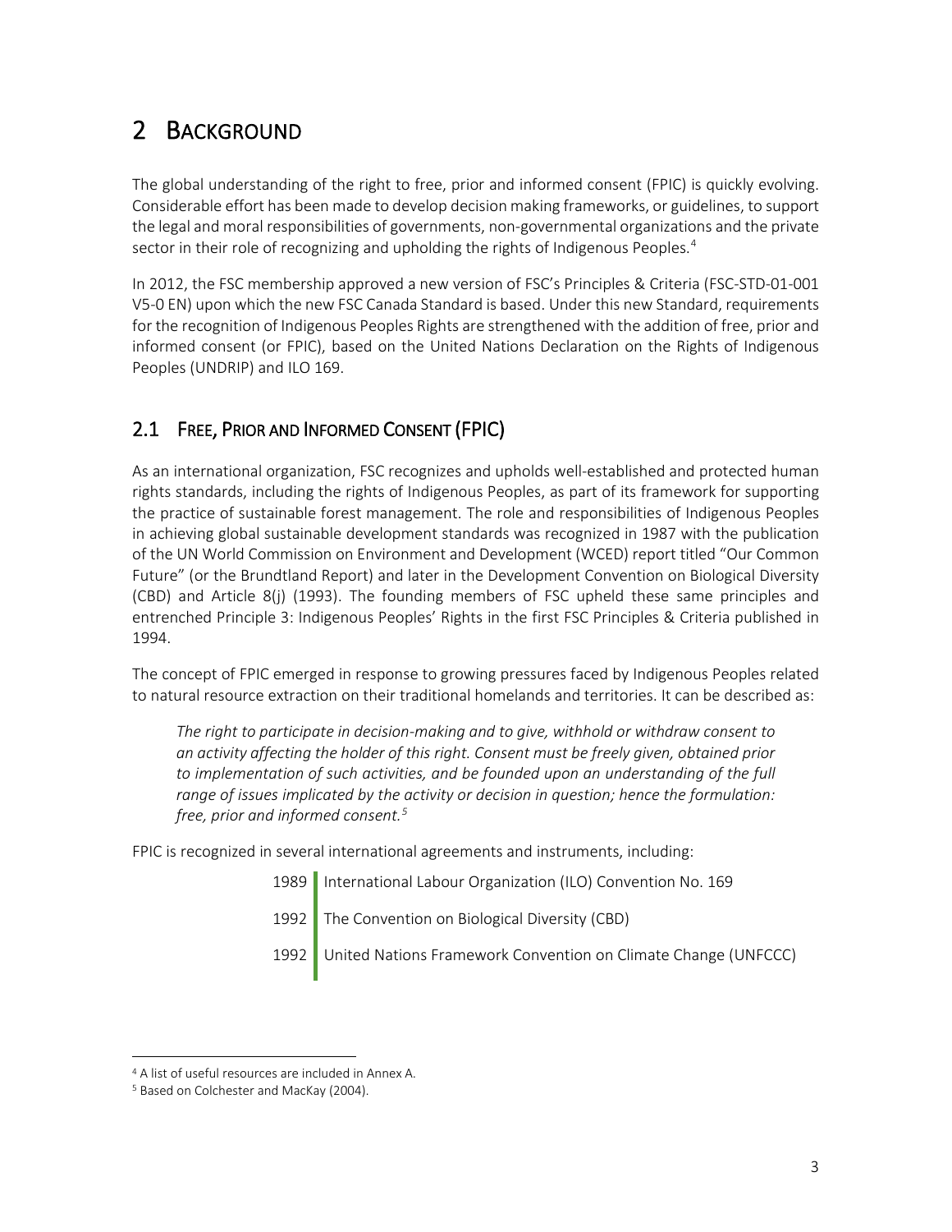# 2 Background

The global understanding of the right to free, prior and informed consent (FPIC) is quickly evolving. Considerable effort has been made to develop decision making frameworks, or guidelines, to support the legal and moral responsibilities of governments, non-governmental organizations and the private sector in their role of recognizing and upholding the rights of Indigenous Peoples.[4]

In 2012, the FSC membership approved a new version of FSC's Principles & Criteria (FSC-STD-01-001 V5-0 EN) upon which the new FSC Canada Standard is based. Under this new Standard, requirements for the recognition of Indigenous Peoples Rights are strengthened with the addition of free, prior and informed consent (or FPIC), based on the United Nations Declaration on the Rights of Indigenous Peoples (UNDRIP) and ILO 169.

## 2.1 Free, Prior and Informed Consent (FPIC)

As an international organization, FSC recognizes and upholds well-established and protected human rights standards, including the rights of Indigenous Peoples, as part of its framework for supporting the practice of sustainable forest management. The role and responsibilities of Indigenous Peoples in achieving global sustainable development standards was recognized in 1987 with the publication of the UN World Commission on Environment and Development (WCED) report titled "Our Common Future" (or the Brundtland Report) and later in the Development Convention on Biological Diversity (CBD) and Article 8(j) (1993). The founding members of FSC upheld these same principles and entrenched Principle 3: Indigenous Peoples' Rights in the first FSC Principles & Criteria published in 1994.

The concept of FPIC emerged in response to growing pressures faced by Indigenous Peoples related to natural resource extraction on their traditional homelands and territories. It can be described as:

> *The right to participate in decision-making and to give, withhold or withdraw consent to an activity affecting the holder of this right. Consent must be freely given, obtained prior to implementation of such activities, and be founded upon an understanding of the full range of issues implicated by the activity or decision in question; hence the formulation: free, prior and informed consent.*[5]

FPIC is recognized in several international agreements and instruments, including:

- 1989 International Labour Organization (ILO) Convention No. 169
- 1992 The Convention on Biological Diversity (CBD)
- 1992 United Nations Framework Convention on Climate Change (UNFCCC)

[4] A list of useful resources are included in Annex A.

[5] Based on Colchester and MacKay (2004).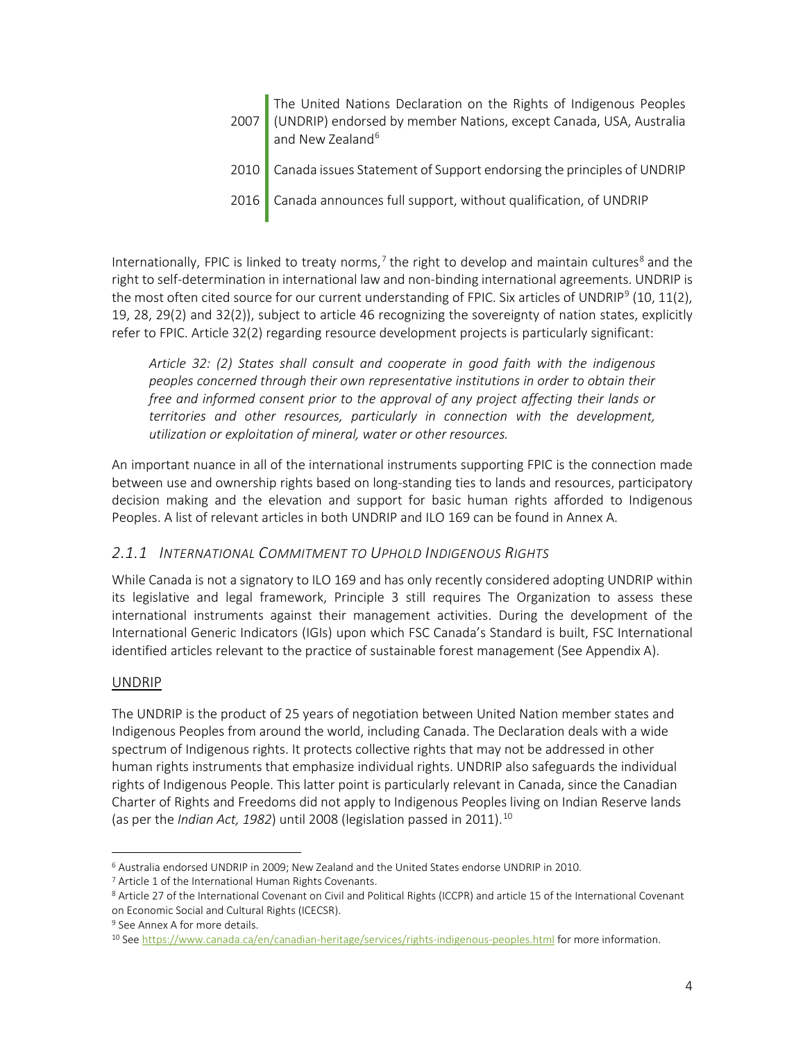| | |
|---|---|
| 2007 | The United Nations Declaration on the Rights of Indigenous Peoples (UNDRIP) endorsed by member Nations, except Canada, USA, Australia and New Zealand[6] |
| 2010 | Canada issues Statement of Support endorsing the principles of UNDRIP |
| 2016 | Canada announces full support, without qualification, of UNDRIP |

Internationally, FPIC is linked to treaty norms,[7] the right to develop and maintain cultures[8] and the right to self-determination in international law and non-binding international agreements. UNDRIP is the most often cited source for our current understanding of FPIC. Six articles of UNDRIP[9] (10, 11(2), 19, 28, 29(2) and 32(2)), subject to article 46 recognizing the sovereignty of nation states, explicitly refer to FPIC. Article 32(2) regarding resource development projects is particularly significant:

> *Article 32: (2) States shall consult and cooperate in good faith with the indigenous peoples concerned through their own representative institutions in order to obtain their free and informed consent prior to the approval of any project affecting their lands or territories and other resources, particularly in connection with the development, utilization or exploitation of mineral, water or other resources.*

An important nuance in all of the international instruments supporting FPIC is the connection made between use and ownership rights based on long-standing ties to lands and resources, participatory decision making and the elevation and support for basic human rights afforded to Indigenous Peoples. A list of relevant articles in both UNDRIP and ILO 169 can be found in Annex A.

### *2.1.1 International Commitment to Uphold Indigenous Rights*

While Canada is not a signatory to ILO 169 and has only recently considered adopting UNDRIP within its legislative and legal framework, Principle 3 still requires The Organization to assess these international instruments against their management activities. During the development of the International Generic Indicators (IGIs) upon which FSC Canada's Standard is built, FSC International identified articles relevant to the practice of sustainable forest management (See Appendix A).

#### UNDRIP

The UNDRIP is the product of 25 years of negotiation between United Nation member states and Indigenous Peoples from around the world, including Canada. The Declaration deals with a wide spectrum of Indigenous rights. It protects collective rights that may not be addressed in other human rights instruments that emphasize individual rights. UNDRIP also safeguards the individual rights of Indigenous People. This latter point is particularly relevant in Canada, since the Canadian Charter of Rights and Freedoms did not apply to Indigenous Peoples living on Indian Reserve lands (as per the *Indian Act, 1982*) until 2008 (legislation passed in 2011).[10]

---

[6] Australia endorsed UNDRIP in 2009; New Zealand and the United States endorse UNDRIP in 2010.

[7] Article 1 of the International Human Rights Covenants.

[8] Article 27 of the International Covenant on Civil and Political Rights (ICCPR) and article 15 of the International Covenant on Economic Social and Cultural Rights (ICESCR).

[9] See Annex A for more details.

[10] See https://www.canada.ca/en/canadian-heritage/services/rights-indigenous-peoples.html for more information.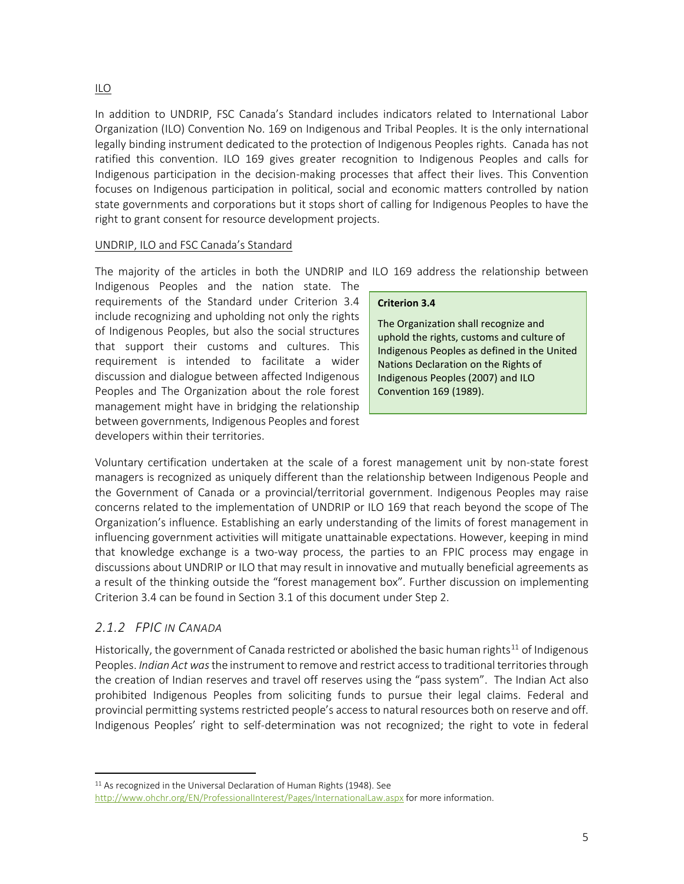ILO

In addition to UNDRIP, FSC Canada's Standard includes indicators related to International Labor Organization (ILO) Convention No. 169 on Indigenous and Tribal Peoples. It is the only international legally binding instrument dedicated to the protection of Indigenous Peoples rights. Canada has not ratified this convention. ILO 169 gives greater recognition to Indigenous Peoples and calls for Indigenous participation in the decision-making processes that affect their lives. This Convention focuses on Indigenous participation in political, social and economic matters controlled by nation state governments and corporations but it stops short of calling for Indigenous Peoples to have the right to grant consent for resource development projects.

UNDRIP, ILO and FSC Canada's Standard

The majority of the articles in both the UNDRIP and ILO 169 address the relationship between Indigenous Peoples and the nation state. The requirements of the Standard under Criterion 3.4 include recognizing and upholding not only the rights of Indigenous Peoples, but also the social structures that support their customs and cultures. This requirement is intended to facilitate a wider discussion and dialogue between affected Indigenous Peoples and The Organization about the role forest management might have in bridging the relationship between governments, Indigenous Peoples and forest developers within their territories.

> **Criterion 3.4**
>
> The Organization shall recognize and uphold the rights, customs and culture of Indigenous Peoples as defined in the United Nations Declaration on the Rights of Indigenous Peoples (2007) and ILO Convention 169 (1989).

Voluntary certification undertaken at the scale of a forest management unit by non-state forest managers is recognized as uniquely different than the relationship between Indigenous People and the Government of Canada or a provincial/territorial government. Indigenous Peoples may raise concerns related to the implementation of UNDRIP or ILO 169 that reach beyond the scope of The Organization's influence. Establishing an early understanding of the limits of forest management in influencing government activities will mitigate unattainable expectations. However, keeping in mind that knowledge exchange is a two-way process, the parties to an FPIC process may engage in discussions about UNDRIP or ILO that may result in innovative and mutually beneficial agreements as a result of the thinking outside the "forest management box". Further discussion on implementing Criterion 3.4 can be found in Section 3.1 of this document under Step 2.

### *2.1.2 FPIC IN CANADA*

Historically, the government of Canada restricted or abolished the basic human rights[11] of Indigenous Peoples. *Indian Act was* the instrument to remove and restrict access to traditional territories through the creation of Indian reserves and travel off reserves using the "pass system". The Indian Act also prohibited Indigenous Peoples from soliciting funds to pursue their legal claims. Federal and provincial permitting systems restricted people's access to natural resources both on reserve and off. Indigenous Peoples' right to self-determination was not recognized; the right to vote in federal

[11] As recognized in the Universal Declaration of Human Rights (1948). See http://www.ohchr.org/EN/ProfessionalInterest/Pages/InternationalLaw.aspx for more information.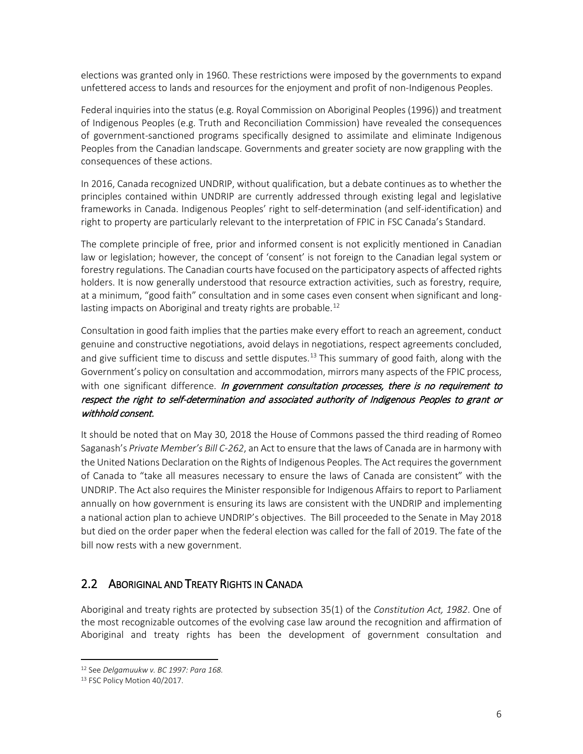elections was granted only in 1960. These restrictions were imposed by the governments to expand unfettered access to lands and resources for the enjoyment and profit of non-Indigenous Peoples.

Federal inquiries into the status (e.g. Royal Commission on Aboriginal Peoples (1996)) and treatment of Indigenous Peoples (e.g. Truth and Reconciliation Commission) have revealed the consequences of government-sanctioned programs specifically designed to assimilate and eliminate Indigenous Peoples from the Canadian landscape. Governments and greater society are now grappling with the consequences of these actions.

In 2016, Canada recognized UNDRIP, without qualification, but a debate continues as to whether the principles contained within UNDRIP are currently addressed through existing legal and legislative frameworks in Canada. Indigenous Peoples' right to self-determination (and self-identification) and right to property are particularly relevant to the interpretation of FPIC in FSC Canada's Standard.

The complete principle of free, prior and informed consent is not explicitly mentioned in Canadian law or legislation; however, the concept of 'consent' is not foreign to the Canadian legal system or forestry regulations. The Canadian courts have focused on the participatory aspects of affected rights holders. It is now generally understood that resource extraction activities, such as forestry, require, at a minimum, "good faith" consultation and in some cases even consent when significant and long-lasting impacts on Aboriginal and treaty rights are probable.[12]

Consultation in good faith implies that the parties make every effort to reach an agreement, conduct genuine and constructive negotiations, avoid delays in negotiations, respect agreements concluded, and give sufficient time to discuss and settle disputes.[13] This summary of good faith, along with the Government's policy on consultation and accommodation, mirrors many aspects of the FPIC process, with one significant difference. ***In government consultation processes, there is no requirement to respect the right to self-determination and associated authority of Indigenous Peoples to grant or withhold consent.***

It should be noted that on May 30, 2018 the House of Commons passed the third reading of Romeo Saganash's *Private Member's Bill C-262*, an Act to ensure that the laws of Canada are in harmony with the United Nations Declaration on the Rights of Indigenous Peoples. The Act requires the government of Canada to "take all measures necessary to ensure the laws of Canada are consistent" with the UNDRIP. The Act also requires the Minister responsible for Indigenous Affairs to report to Parliament annually on how government is ensuring its laws are consistent with the UNDRIP and implementing a national action plan to achieve UNDRIP's objectives. The Bill proceeded to the Senate in May 2018 but died on the order paper when the federal election was called for the fall of 2019. The fate of the bill now rests with a new government.

## 2.2 Aboriginal and Treaty Rights in Canada

Aboriginal and treaty rights are protected by subsection 35(1) of the *Constitution Act, 1982*. One of the most recognizable outcomes of the evolving case law around the recognition and affirmation of Aboriginal and treaty rights has been the development of government consultation and

---

[12] See *Delgamuukw v. BC 1997: Para 168.*

[13] FSC Policy Motion 40/2017.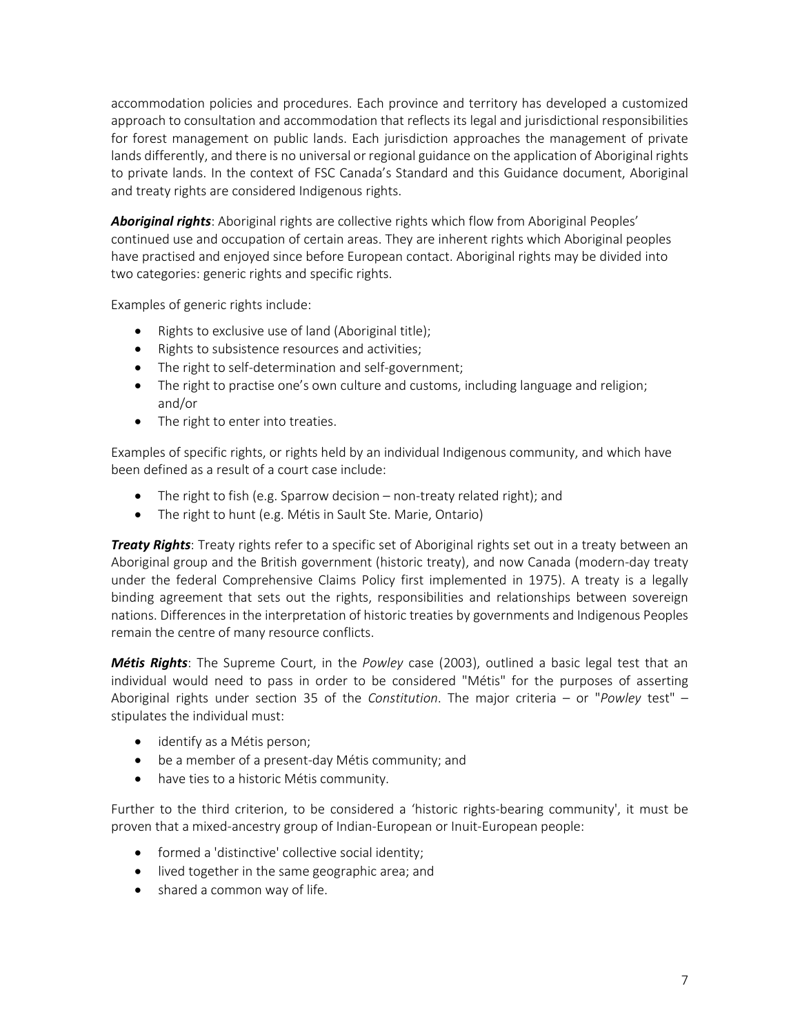accommodation policies and procedures. Each province and territory has developed a customized approach to consultation and accommodation that reflects its legal and jurisdictional responsibilities for forest management on public lands. Each jurisdiction approaches the management of private lands differently, and there is no universal or regional guidance on the application of Aboriginal rights to private lands. In the context of FSC Canada's Standard and this Guidance document, Aboriginal and treaty rights are considered Indigenous rights.

***Aboriginal rights***: Aboriginal rights are collective rights which flow from Aboriginal Peoples' continued use and occupation of certain areas. They are inherent rights which Aboriginal peoples have practised and enjoyed since before European contact. Aboriginal rights may be divided into two categories: generic rights and specific rights.

Examples of generic rights include:

- Rights to exclusive use of land (Aboriginal title);
- Rights to subsistence resources and activities;
- The right to self-determination and self-government;
- The right to practise one's own culture and customs, including language and religion; and/or
- The right to enter into treaties.

Examples of specific rights, or rights held by an individual Indigenous community, and which have been defined as a result of a court case include:

- The right to fish (e.g. Sparrow decision – non-treaty related right); and
- The right to hunt (e.g. Métis in Sault Ste. Marie, Ontario)

***Treaty Rights***: Treaty rights refer to a specific set of Aboriginal rights set out in a treaty between an Aboriginal group and the British government (historic treaty), and now Canada (modern-day treaty under the federal Comprehensive Claims Policy first implemented in 1975). A treaty is a legally binding agreement that sets out the rights, responsibilities and relationships between sovereign nations. Differences in the interpretation of historic treaties by governments and Indigenous Peoples remain the centre of many resource conflicts.

***Métis Rights***: The Supreme Court, in the *Powley* case (2003), outlined a basic legal test that an individual would need to pass in order to be considered "Métis" for the purposes of asserting Aboriginal rights under section 35 of the *Constitution*. The major criteria – or "*Powley* test" – stipulates the individual must:

- identify as a Métis person;
- be a member of a present-day Métis community; and
- have ties to a historic Métis community.

Further to the third criterion, to be considered a 'historic rights-bearing community', it must be proven that a mixed-ancestry group of Indian-European or Inuit-European people:

- formed a 'distinctive' collective social identity;
- lived together in the same geographic area; and
- shared a common way of life.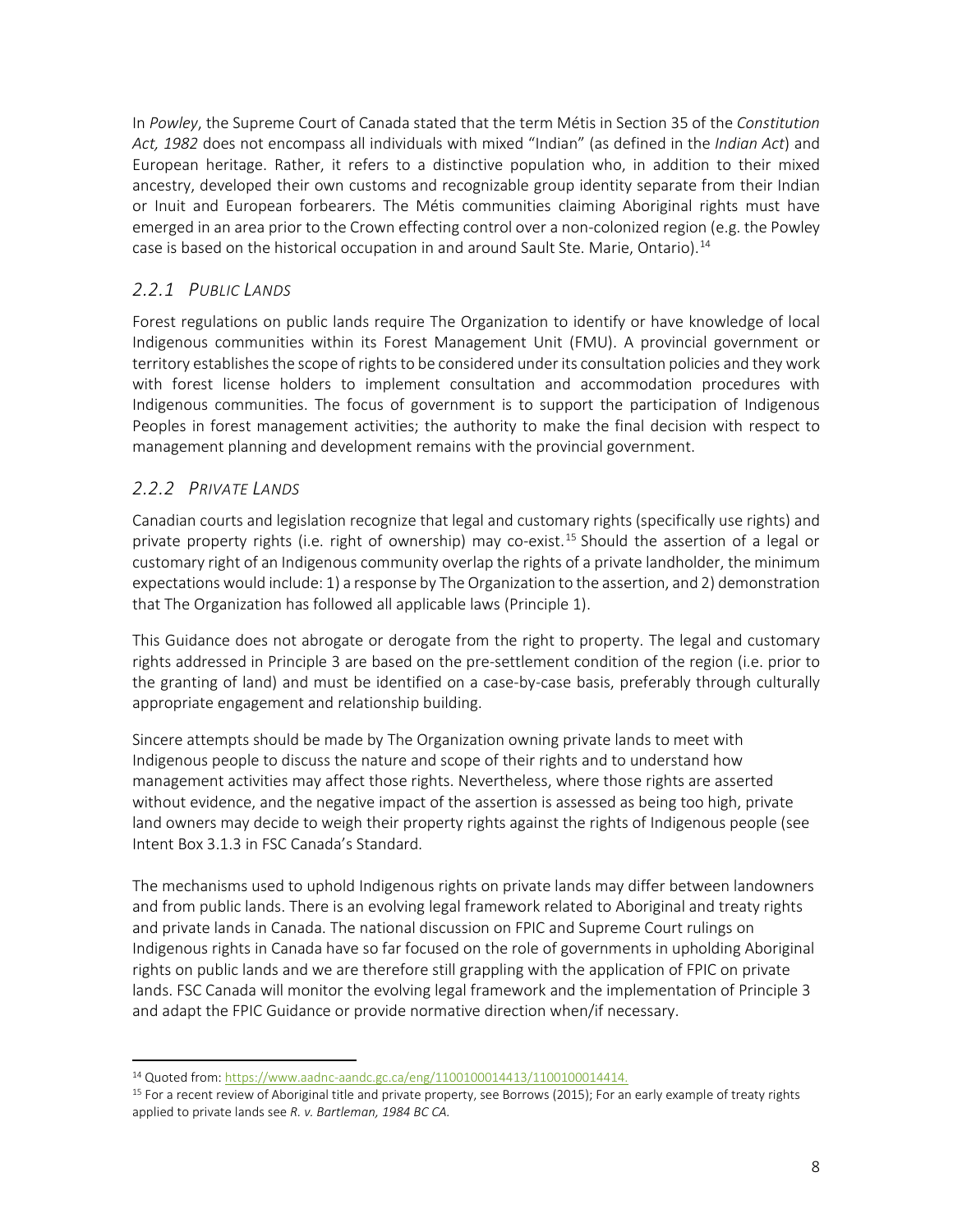In *Powley*, the Supreme Court of Canada stated that the term Métis in Section 35 of the *Constitution Act, 1982* does not encompass all individuals with mixed "Indian" (as defined in the *Indian Act*) and European heritage. Rather, it refers to a distinctive population who, in addition to their mixed ancestry, developed their own customs and recognizable group identity separate from their Indian or Inuit and European forbearers. The Métis communities claiming Aboriginal rights must have emerged in an area prior to the Crown effecting control over a non-colonized region (e.g. the Powley case is based on the historical occupation in and around Sault Ste. Marie, Ontario).[14]

### *2.2.1 Public Lands*

Forest regulations on public lands require The Organization to identify or have knowledge of local Indigenous communities within its Forest Management Unit (FMU). A provincial government or territory establishes the scope of rights to be considered under its consultation policies and they work with forest license holders to implement consultation and accommodation procedures with Indigenous communities. The focus of government is to support the participation of Indigenous Peoples in forest management activities; the authority to make the final decision with respect to management planning and development remains with the provincial government.

### *2.2.2 Private Lands*

Canadian courts and legislation recognize that legal and customary rights (specifically use rights) and private property rights (i.e. right of ownership) may co-exist.[15] Should the assertion of a legal or customary right of an Indigenous community overlap the rights of a private landholder, the minimum expectations would include: 1) a response by The Organization to the assertion, and 2) demonstration that The Organization has followed all applicable laws (Principle 1).

This Guidance does not abrogate or derogate from the right to property. The legal and customary rights addressed in Principle 3 are based on the pre-settlement condition of the region (i.e. prior to the granting of land) and must be identified on a case-by-case basis, preferably through culturally appropriate engagement and relationship building.

Sincere attempts should be made by The Organization owning private lands to meet with Indigenous people to discuss the nature and scope of their rights and to understand how management activities may affect those rights. Nevertheless, where those rights are asserted without evidence, and the negative impact of the assertion is assessed as being too high, private land owners may decide to weigh their property rights against the rights of Indigenous people (see Intent Box 3.1.3 in FSC Canada's Standard.

The mechanisms used to uphold Indigenous rights on private lands may differ between landowners and from public lands. There is an evolving legal framework related to Aboriginal and treaty rights and private lands in Canada. The national discussion on FPIC and Supreme Court rulings on Indigenous rights in Canada have so far focused on the role of governments in upholding Aboriginal rights on public lands and we are therefore still grappling with the application of FPIC on private lands. FSC Canada will monitor the evolving legal framework and the implementation of Principle 3 and adapt the FPIC Guidance or provide normative direction when/if necessary.

---

[14] Quoted from: https://www.aadnc-aandc.gc.ca/eng/1100100014413/1100100014414.

[15] For a recent review of Aboriginal title and private property, see Borrows (2015); For an early example of treaty rights applied to private lands see *R. v. Bartleman, 1984 BC CA.*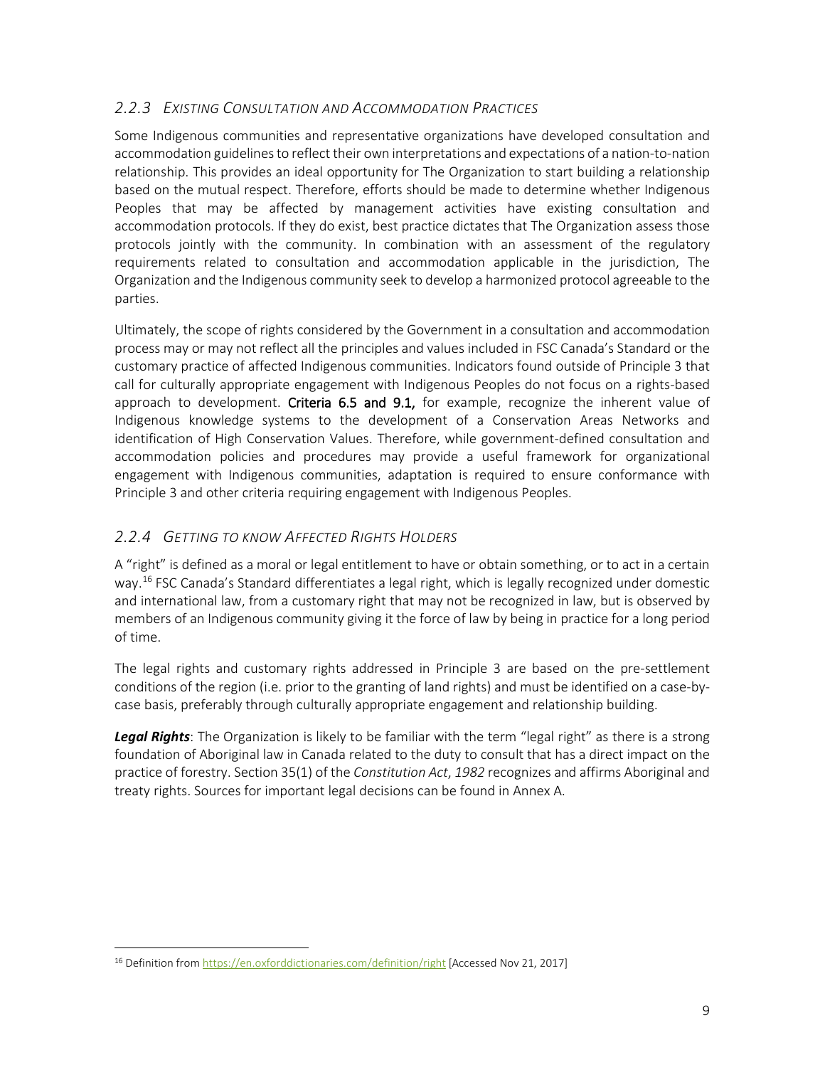### *2.2.3 Existing Consultation and Accommodation Practices*

Some Indigenous communities and representative organizations have developed consultation and accommodation guidelines to reflect their own interpretations and expectations of a nation-to-nation relationship. This provides an ideal opportunity for The Organization to start building a relationship based on the mutual respect. Therefore, efforts should be made to determine whether Indigenous Peoples that may be affected by management activities have existing consultation and accommodation protocols. If they do exist, best practice dictates that The Organization assess those protocols jointly with the community. In combination with an assessment of the regulatory requirements related to consultation and accommodation applicable in the jurisdiction, The Organization and the Indigenous community seek to develop a harmonized protocol agreeable to the parties.

Ultimately, the scope of rights considered by the Government in a consultation and accommodation process may or may not reflect all the principles and values included in FSC Canada's Standard or the customary practice of affected Indigenous communities. Indicators found outside of Principle 3 that call for culturally appropriate engagement with Indigenous Peoples do not focus on a rights-based approach to development. **Criteria 6.5 and 9.1,** for example, recognize the inherent value of Indigenous knowledge systems to the development of a Conservation Areas Networks and identification of High Conservation Values. Therefore, while government-defined consultation and accommodation policies and procedures may provide a useful framework for organizational engagement with Indigenous communities, adaptation is required to ensure conformance with Principle 3 and other criteria requiring engagement with Indigenous Peoples.

### *2.2.4 Getting to know Affected Rights Holders*

A "right" is defined as a moral or legal entitlement to have or obtain something, or to act in a certain way.[16] FSC Canada's Standard differentiates a legal right, which is legally recognized under domestic and international law, from a customary right that may not be recognized in law, but is observed by members of an Indigenous community giving it the force of law by being in practice for a long period of time.

The legal rights and customary rights addressed in Principle 3 are based on the pre-settlement conditions of the region (i.e. prior to the granting of land rights) and must be identified on a case-by-case basis, preferably through culturally appropriate engagement and relationship building.

***Legal Rights***: The Organization is likely to be familiar with the term "legal right" as there is a strong foundation of Aboriginal law in Canada related to the duty to consult that has a direct impact on the practice of forestry. Section 35(1) of the *Constitution Act*, *1982* recognizes and affirms Aboriginal and treaty rights. Sources for important legal decisions can be found in Annex A.

---

[16] Definition from https://en.oxforddictionaries.com/definition/right [Accessed Nov 21, 2017]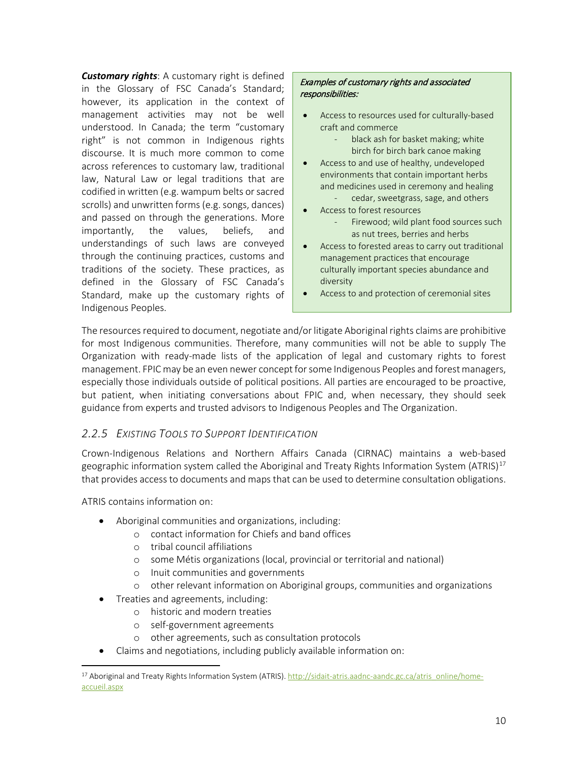***Customary rights***: A customary right is defined in the Glossary of FSC Canada's Standard; however, its application in the context of management activities may not be well understood. In Canada; the term "customary right" is not common in Indigenous rights discourse. It is much more common to come across references to customary law, traditional law, Natural Law or legal traditions that are codified in written (e.g. wampum belts or sacred scrolls) and unwritten forms (e.g. songs, dances) and passed on through the generations. More importantly, the values, beliefs, and understandings of such laws are conveyed through the continuing practices, customs and traditions of the society. These practices, as defined in the Glossary of FSC Canada's Standard, make up the customary rights of Indigenous Peoples.

> *Examples of customary rights and associated responsibilities:*
>
> - Access to resources used for culturally-based craft and commerce
>     - black ash for basket making; white birch for birch bark canoe making
> - Access to and use of healthy, undeveloped environments that contain important herbs and medicines used in ceremony and healing
>     - cedar, sweetgrass, sage, and others
> - Access to forest resources
>     - Firewood; wild plant food sources such as nut trees, berries and herbs
> - Access to forested areas to carry out traditional management practices that encourage culturally important species abundance and diversity
> - Access to and protection of ceremonial sites

The resources required to document, negotiate and/or litigate Aboriginal rights claims are prohibitive for most Indigenous communities. Therefore, many communities will not be able to supply The Organization with ready-made lists of the application of legal and customary rights to forest management. FPIC may be an even newer concept for some Indigenous Peoples and forest managers, especially those individuals outside of political positions. All parties are encouraged to be proactive, but patient, when initiating conversations about FPIC and, when necessary, they should seek guidance from experts and trusted advisors to Indigenous Peoples and The Organization.

### 2.2.5 *Existing Tools to Support Identification*

Crown-Indigenous Relations and Northern Affairs Canada (CIRNAC) maintains a web-based geographic information system called the Aboriginal and Treaty Rights Information System (ATRIS)[17] that provides access to documents and maps that can be used to determine consultation obligations.

ATRIS contains information on:

- Aboriginal communities and organizations, including:
    - contact information for Chiefs and band offices
    - tribal council affiliations
    - some Métis organizations (local, provincial or territorial and national)
    - Inuit communities and governments
    - other relevant information on Aboriginal groups, communities and organizations
- Treaties and agreements, including:
    - historic and modern treaties
    - self-government agreements
    - other agreements, such as consultation protocols
- Claims and negotiations, including publicly available information on:

[17] Aboriginal and Treaty Rights Information System (ATRIS). http://sidait-atris.aadnc-aandc.gc.ca/atris_online/home-accueil.aspx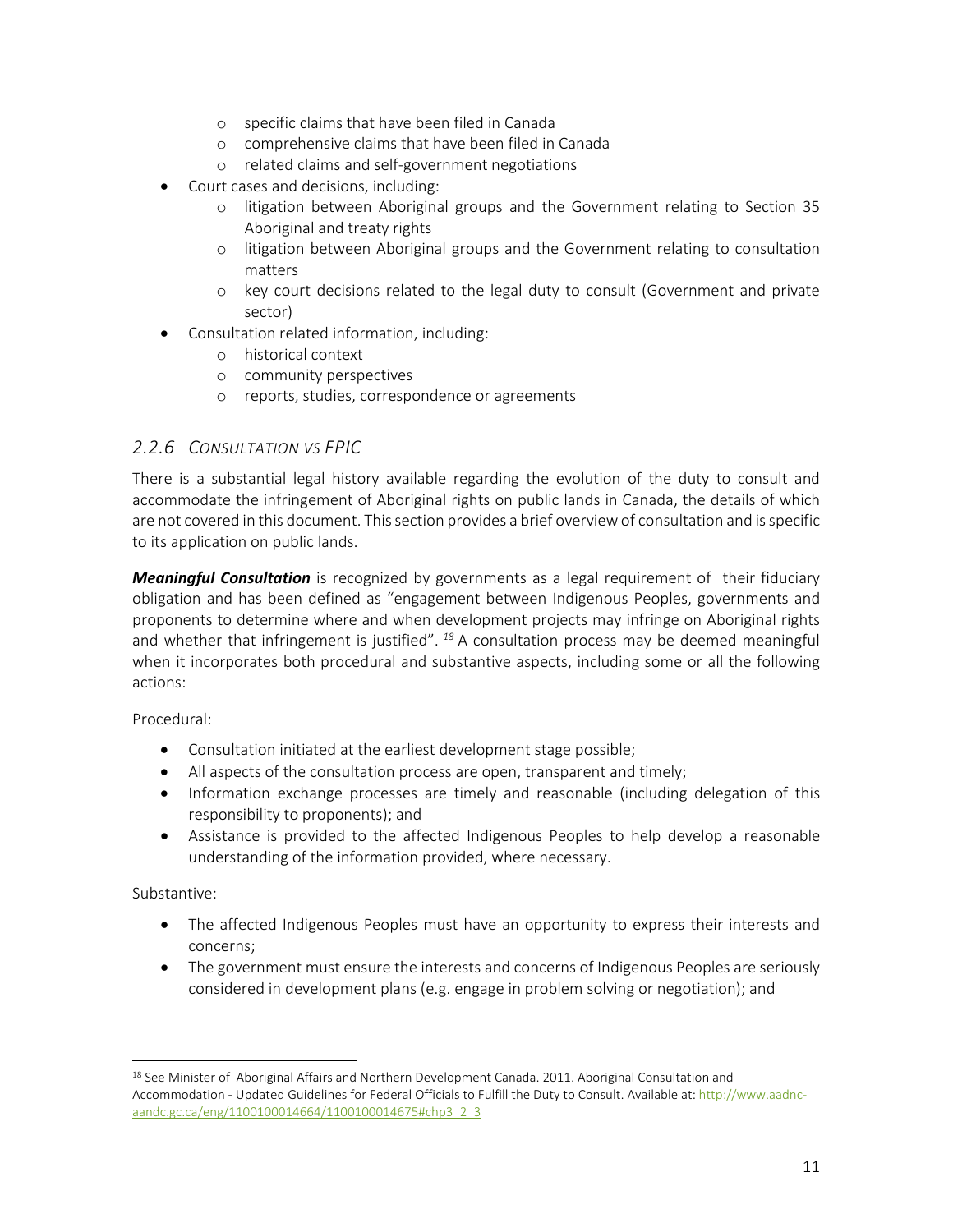- specific claims that have been filed in Canada
  - comprehensive claims that have been filed in Canada
  - related claims and self-government negotiations
- Court cases and decisions, including:
  - litigation between Aboriginal groups and the Government relating to Section 35 Aboriginal and treaty rights
  - litigation between Aboriginal groups and the Government relating to consultation matters
  - key court decisions related to the legal duty to consult (Government and private sector)
- Consultation related information, including:
  - historical context
  - community perspectives
  - reports, studies, correspondence or agreements

### 2.2.6 *Consultation vs FPIC*

There is a substantial legal history available regarding the evolution of the duty to consult and accommodate the infringement of Aboriginal rights on public lands in Canada, the details of which are not covered in this document. This section provides a brief overview of consultation and is specific to its application on public lands.

***Meaningful Consultation*** is recognized by governments as a legal requirement of their fiduciary obligation and has been defined as "engagement between Indigenous Peoples, governments and proponents to determine where and when development projects may infringe on Aboriginal rights and whether that infringement is justified". [18] A consultation process may be deemed meaningful when it incorporates both procedural and substantive aspects, including some or all the following actions:

Procedural:

- Consultation initiated at the earliest development stage possible;
- All aspects of the consultation process are open, transparent and timely;
- Information exchange processes are timely and reasonable (including delegation of this responsibility to proponents); and
- Assistance is provided to the affected Indigenous Peoples to help develop a reasonable understanding of the information provided, where necessary.

Substantive:

- The affected Indigenous Peoples must have an opportunity to express their interests and concerns;
- The government must ensure the interests and concerns of Indigenous Peoples are seriously considered in development plans (e.g. engage in problem solving or negotiation); and

---

[18] See Minister of Aboriginal Affairs and Northern Development Canada. 2011. Aboriginal Consultation and Accommodation - Updated Guidelines for Federal Officials to Fulfill the Duty to Consult. Available at: http://www.aadnc-aandc.gc.ca/eng/1100100014664/1100100014675#chp3_2_3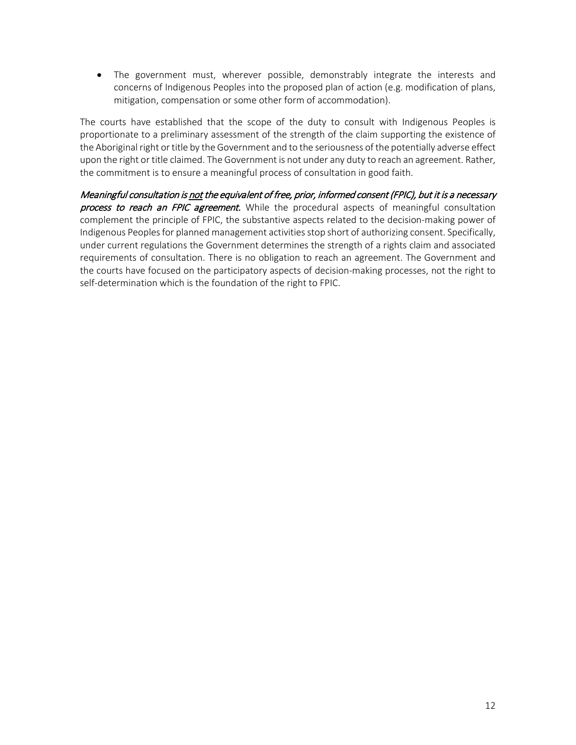- The government must, wherever possible, demonstrably integrate the interests and concerns of Indigenous Peoples into the proposed plan of action (e.g. modification of plans, mitigation, compensation or some other form of accommodation).

The courts have established that the scope of the duty to consult with Indigenous Peoples is proportionate to a preliminary assessment of the strength of the claim supporting the existence of the Aboriginal right or title by the Government and to the seriousness of the potentially adverse effect upon the right or title claimed. The Government is not under any duty to reach an agreement. Rather, the commitment is to ensure a meaningful process of consultation in good faith.

***Meaningful consultation is <u>not</u> the equivalent of free, prior, informed consent (FPIC), but it is a necessary process to reach an FPIC agreement.*** While the procedural aspects of meaningful consultation complement the principle of FPIC, the substantive aspects related to the decision-making power of Indigenous Peoples for planned management activities stop short of authorizing consent. Specifically, under current regulations the Government determines the strength of a rights claim and associated requirements of consultation. There is no obligation to reach an agreement. The Government and the courts have focused on the participatory aspects of decision-making processes, not the right to self-determination which is the foundation of the right to FPIC.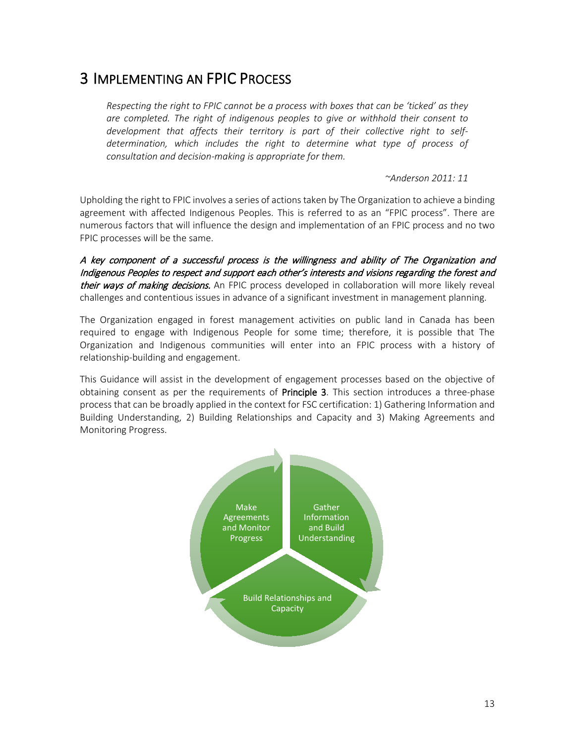# 3 IMPLEMENTING AN FPIC PROCESS

> *Respecting the right to FPIC cannot be a process with boxes that can be 'ticked' as they are completed. The right of indigenous peoples to give or withhold their consent to development that affects their territory is part of their collective right to self-determination, which includes the right to determine what type of process of consultation and decision-making is appropriate for them.*
>
> *~Anderson 2011: 11*

Upholding the right to FPIC involves a series of actions taken by The Organization to achieve a binding agreement with affected Indigenous Peoples. This is referred to as an "FPIC process". There are numerous factors that will influence the design and implementation of an FPIC process and no two FPIC processes will be the same.

*A key component of a successful process is the willingness and ability of The Organization and Indigenous Peoples to respect and support each other's interests and visions regarding the forest and their ways of making decisions.* An FPIC process developed in collaboration will more likely reveal challenges and contentious issues in advance of a significant investment in management planning.

The Organization engaged in forest management activities on public land in Canada has been required to engage with Indigenous People for some time; therefore, it is possible that The Organization and Indigenous communities will enter into an FPIC process with a history of relationship-building and engagement.

This Guidance will assist in the development of engagement processes based on the objective of obtaining consent as per the requirements of **Principle 3**. This section introduces a three-phase process that can be broadly applied in the context for FSC certification: 1) Gathering Information and Building Understanding, 2) Building Relationships and Capacity and 3) Making Agreements and Monitoring Progress.

Gather Information and Build Understanding

Build Relationships and Capacity

Make Agreements and Monitor Progress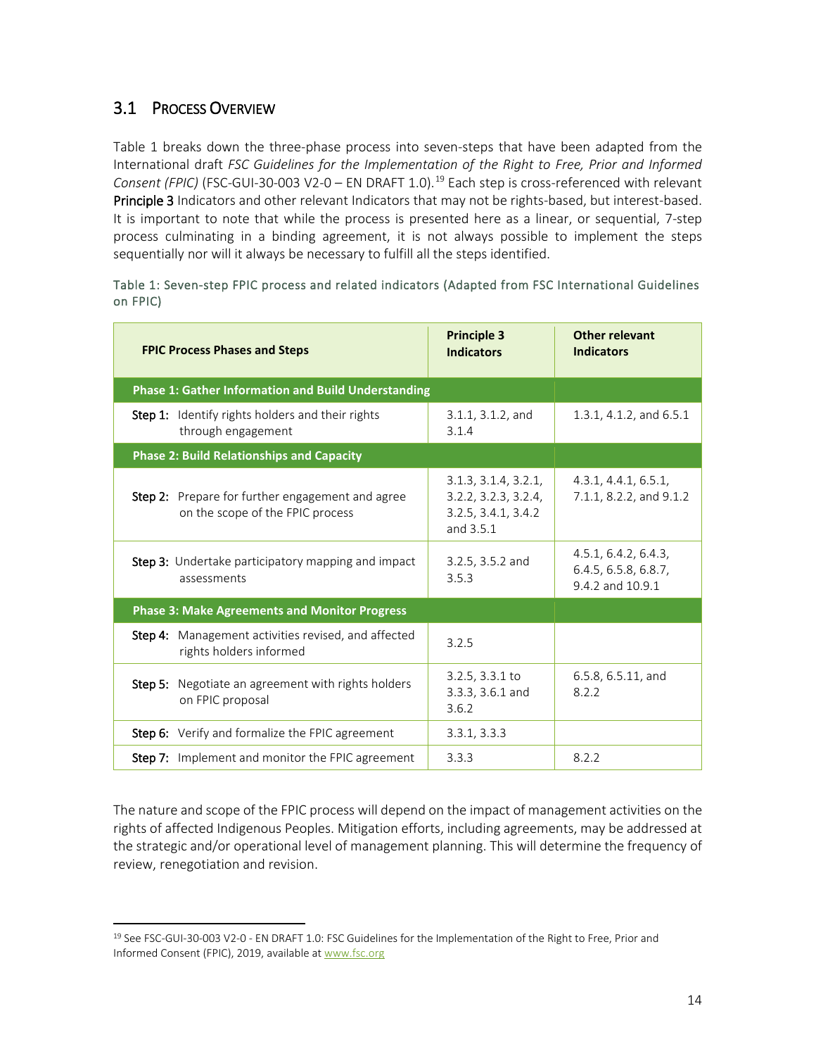## 3.1 Process Overview

Table 1 breaks down the three-phase process into seven-steps that have been adapted from the International draft *FSC Guidelines for the Implementation of the Right to Free, Prior and Informed Consent (FPIC)* (FSC-GUI-30-003 V2-0 – EN DRAFT 1.0).[19] Each step is cross-referenced with relevant Principle 3 Indicators and other relevant Indicators that may not be rights-based, but interest-based. It is important to note that while the process is presented here as a linear, or sequential, 7-step process culminating in a binding agreement, it is not always possible to implement the steps sequentially nor will it always be necessary to fulfill all the steps identified.

Table 1: Seven-step FPIC process and related indicators (Adapted from FSC International Guidelines on FPIC)

| FPIC Process Phases and Steps | Principle 3 Indicators | Other relevant Indicators |
|---|---|---|
| **Phase 1: Gather Information and Build Understanding** | | |
| **Step 1:** Identify rights holders and their rights through engagement | 3.1.1, 3.1.2, and 3.1.4 | 1.3.1, 4.1.2, and 6.5.1 |
| **Phase 2: Build Relationships and Capacity** | | |
| **Step 2:** Prepare for further engagement and agree on the scope of the FPIC process | 3.1.3, 3.1.4, 3.2.1, 3.2.2, 3.2.3, 3.2.4, 3.2.5, 3.4.1, 3.4.2 and 3.5.1 | 4.3.1, 4.4.1, 6.5.1, 7.1.1, 8.2.2, and 9.1.2 |
| **Step 3:** Undertake participatory mapping and impact assessments | 3.2.5, 3.5.2 and 3.5.3 | 4.5.1, 6.4.2, 6.4.3, 6.4.5, 6.5.8, 6.8.7, 9.4.2 and 10.9.1 |
| **Phase 3: Make Agreements and Monitor Progress** | | |
| **Step 4:** Management activities revised, and affected rights holders informed | 3.2.5 | |
| **Step 5:** Negotiate an agreement with rights holders on FPIC proposal | 3.2.5, 3.3.1 to 3.3.3, 3.6.1 and 3.6.2 | 6.5.8, 6.5.11, and 8.2.2 |
| **Step 6:** Verify and formalize the FPIC agreement | 3.3.1, 3.3.3 | |
| **Step 7:** Implement and monitor the FPIC agreement | 3.3.3 | 8.2.2 |

The nature and scope of the FPIC process will depend on the impact of management activities on the rights of affected Indigenous Peoples. Mitigation efforts, including agreements, may be addressed at the strategic and/or operational level of management planning. This will determine the frequency of review, renegotiation and revision.

[19] See FSC-GUI-30-003 V2-0 - EN DRAFT 1.0: FSC Guidelines for the Implementation of the Right to Free, Prior and Informed Consent (FPIC), 2019, available at www.fsc.org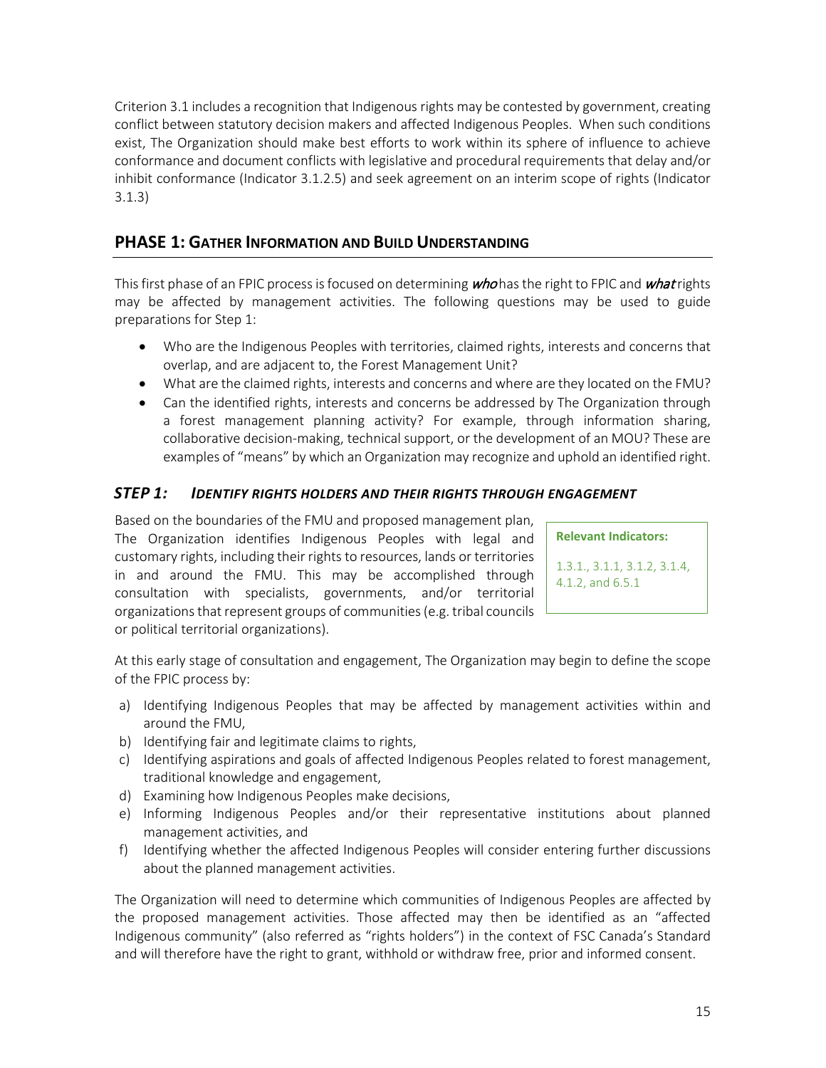Criterion 3.1 includes a recognition that Indigenous rights may be contested by government, creating conflict between statutory decision makers and affected Indigenous Peoples. When such conditions exist, The Organization should make best efforts to work within its sphere of influence to achieve conformance and document conflicts with legislative and procedural requirements that delay and/or inhibit conformance (Indicator 3.1.2.5) and seek agreement on an interim scope of rights (Indicator 3.1.3)

## PHASE 1: GATHER INFORMATION AND BUILD UNDERSTANDING

This first phase of an FPIC process is focused on determining *who* has the right to FPIC and *what* rights may be affected by management activities. The following questions may be used to guide preparations for Step 1:

- Who are the Indigenous Peoples with territories, claimed rights, interests and concerns that overlap, and are adjacent to, the Forest Management Unit?
- What are the claimed rights, interests and concerns and where are they located on the FMU?
- Can the identified rights, interests and concerns be addressed by The Organization through a forest management planning activity? For example, through information sharing, collaborative decision-making, technical support, or the development of an MOU? These are examples of "means" by which an Organization may recognize and uphold an identified right.

### *STEP 1: IDENTIFY RIGHTS HOLDERS AND THEIR RIGHTS THROUGH ENGAGEMENT*

Based on the boundaries of the FMU and proposed management plan, The Organization identifies Indigenous Peoples with legal and customary rights, including their rights to resources, lands or territories in and around the FMU. This may be accomplished through consultation with specialists, governments, and/or territorial organizations that represent groups of communities (e.g. tribal councils or political territorial organizations).

**Relevant Indicators:**

1.3.1., 3.1.1, 3.1.2, 3.1.4, 4.1.2, and 6.5.1

At this early stage of consultation and engagement, The Organization may begin to define the scope of the FPIC process by:

a) Identifying Indigenous Peoples that may be affected by management activities within and around the FMU,
b) Identifying fair and legitimate claims to rights,
c) Identifying aspirations and goals of affected Indigenous Peoples related to forest management, traditional knowledge and engagement,
d) Examining how Indigenous Peoples make decisions,
e) Informing Indigenous Peoples and/or their representative institutions about planned management activities, and
f) Identifying whether the affected Indigenous Peoples will consider entering further discussions about the planned management activities.

The Organization will need to determine which communities of Indigenous Peoples are affected by the proposed management activities. Those affected may then be identified as an "affected Indigenous community" (also referred as "rights holders") in the context of FSC Canada's Standard and will therefore have the right to grant, withhold or withdraw free, prior and informed consent.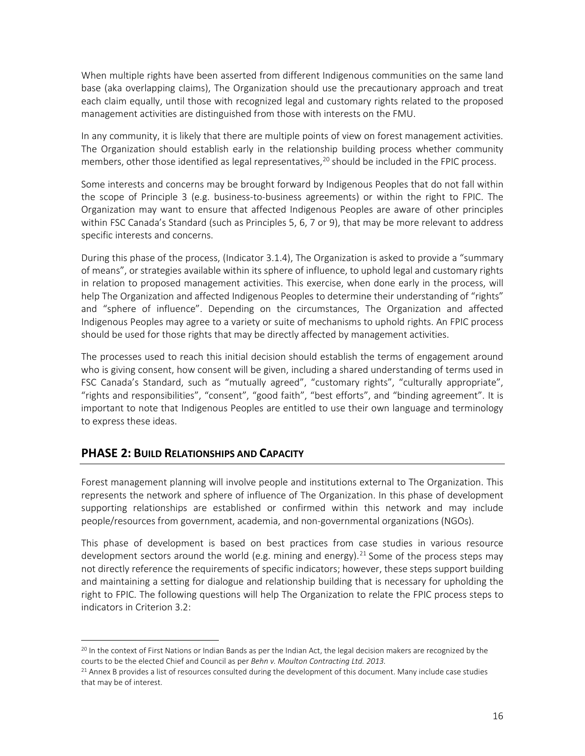When multiple rights have been asserted from different Indigenous communities on the same land base (aka overlapping claims), The Organization should use the precautionary approach and treat each claim equally, until those with recognized legal and customary rights related to the proposed management activities are distinguished from those with interests on the FMU.

In any community, it is likely that there are multiple points of view on forest management activities. The Organization should establish early in the relationship building process whether community members, other those identified as legal representatives,[20] should be included in the FPIC process.

Some interests and concerns may be brought forward by Indigenous Peoples that do not fall within the scope of Principle 3 (e.g. business-to-business agreements) or within the right to FPIC. The Organization may want to ensure that affected Indigenous Peoples are aware of other principles within FSC Canada's Standard (such as Principles 5, 6, 7 or 9), that may be more relevant to address specific interests and concerns.

During this phase of the process, (Indicator 3.1.4), The Organization is asked to provide a "summary of means", or strategies available within its sphere of influence, to uphold legal and customary rights in relation to proposed management activities. This exercise, when done early in the process, will help The Organization and affected Indigenous Peoples to determine their understanding of "rights" and "sphere of influence". Depending on the circumstances, The Organization and affected Indigenous Peoples may agree to a variety or suite of mechanisms to uphold rights. An FPIC process should be used for those rights that may be directly affected by management activities.

The processes used to reach this initial decision should establish the terms of engagement around who is giving consent, how consent will be given, including a shared understanding of terms used in FSC Canada's Standard, such as "mutually agreed", "customary rights", "culturally appropriate", "rights and responsibilities", "consent", "good faith", "best efforts", and "binding agreement". It is important to note that Indigenous Peoples are entitled to use their own language and terminology to express these ideas.

## PHASE 2: BUILD RELATIONSHIPS AND CAPACITY

Forest management planning will involve people and institutions external to The Organization. This represents the network and sphere of influence of The Organization. In this phase of development supporting relationships are established or confirmed within this network and may include people/resources from government, academia, and non-governmental organizations (NGOs).

This phase of development is based on best practices from case studies in various resource development sectors around the world (e.g. mining and energy).[21] Some of the process steps may not directly reference the requirements of specific indicators; however, these steps support building and maintaining a setting for dialogue and relationship building that is necessary for upholding the right to FPIC. The following questions will help The Organization to relate the FPIC process steps to indicators in Criterion 3.2:

[20] In the context of First Nations or Indian Bands as per the Indian Act, the legal decision makers are recognized by the courts to be the elected Chief and Council as per *Behn v. Moulton Contracting Ltd. 2013.*

[21] Annex B provides a list of resources consulted during the development of this document. Many include case studies that may be of interest.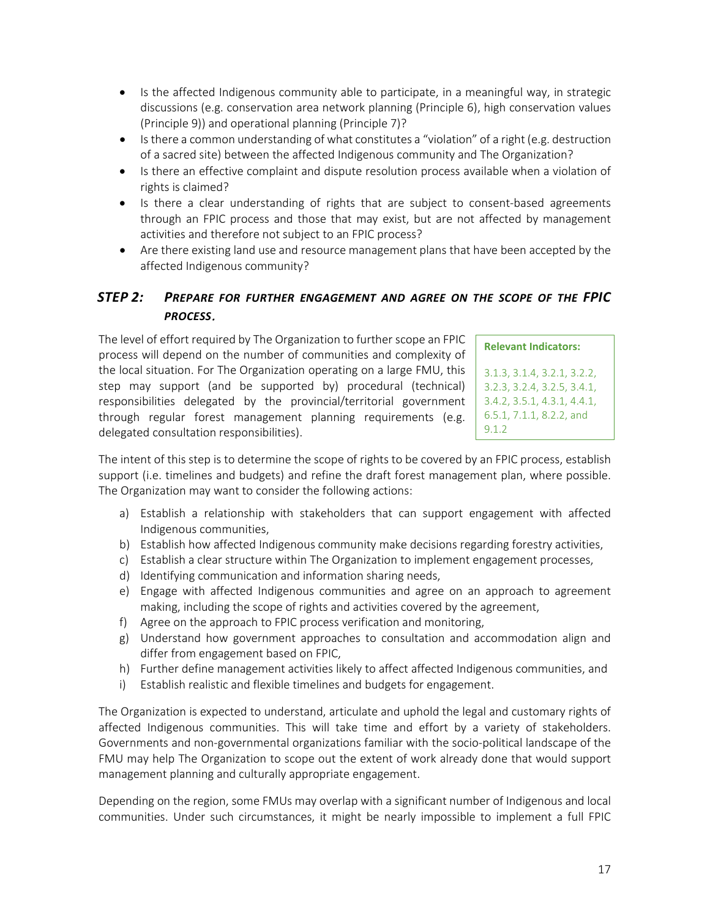- Is the affected Indigenous community able to participate, in a meaningful way, in strategic discussions (e.g. conservation area network planning (Principle 6), high conservation values (Principle 9)) and operational planning (Principle 7)?
- Is there a common understanding of what constitutes a "violation" of a right (e.g. destruction of a sacred site) between the affected Indigenous community and The Organization?
- Is there an effective complaint and dispute resolution process available when a violation of rights is claimed?
- Is there a clear understanding of rights that are subject to consent-based agreements through an FPIC process and those that may exist, but are not affected by management activities and therefore not subject to an FPIC process?
- Are there existing land use and resource management plans that have been accepted by the affected Indigenous community?

### *STEP 2: PREPARE FOR FURTHER ENGAGEMENT AND AGREE ON THE SCOPE OF THE FPIC PROCESS.*

**Relevant Indicators:**

3.1.3, 3.1.4, 3.2.1, 3.2.2, 3.2.3, 3.2.4, 3.2.5, 3.4.1, 3.4.2, 3.5.1, 4.3.1, 4.4.1, 6.5.1, 7.1.1, 8.2.2, and 9.1.2

The level of effort required by The Organization to further scope an FPIC process will depend on the number of communities and complexity of the local situation. For The Organization operating on a large FMU, this step may support (and be supported by) procedural (technical) responsibilities delegated by the provincial/territorial government through regular forest management planning requirements (e.g. delegated consultation responsibilities).

The intent of this step is to determine the scope of rights to be covered by an FPIC process, establish support (i.e. timelines and budgets) and refine the draft forest management plan, where possible. The Organization may want to consider the following actions:

a) Establish a relationship with stakeholders that can support engagement with affected Indigenous communities,
b) Establish how affected Indigenous community make decisions regarding forestry activities,
c) Establish a clear structure within The Organization to implement engagement processes,
d) Identifying communication and information sharing needs,
e) Engage with affected Indigenous communities and agree on an approach to agreement making, including the scope of rights and activities covered by the agreement,
f) Agree on the approach to FPIC process verification and monitoring,
g) Understand how government approaches to consultation and accommodation align and differ from engagement based on FPIC,
h) Further define management activities likely to affect affected Indigenous communities, and
i) Establish realistic and flexible timelines and budgets for engagement.

The Organization is expected to understand, articulate and uphold the legal and customary rights of affected Indigenous communities. This will take time and effort by a variety of stakeholders. Governments and non-governmental organizations familiar with the socio-political landscape of the FMU may help The Organization to scope out the extent of work already done that would support management planning and culturally appropriate engagement.

Depending on the region, some FMUs may overlap with a significant number of Indigenous and local communities. Under such circumstances, it might be nearly impossible to implement a full FPIC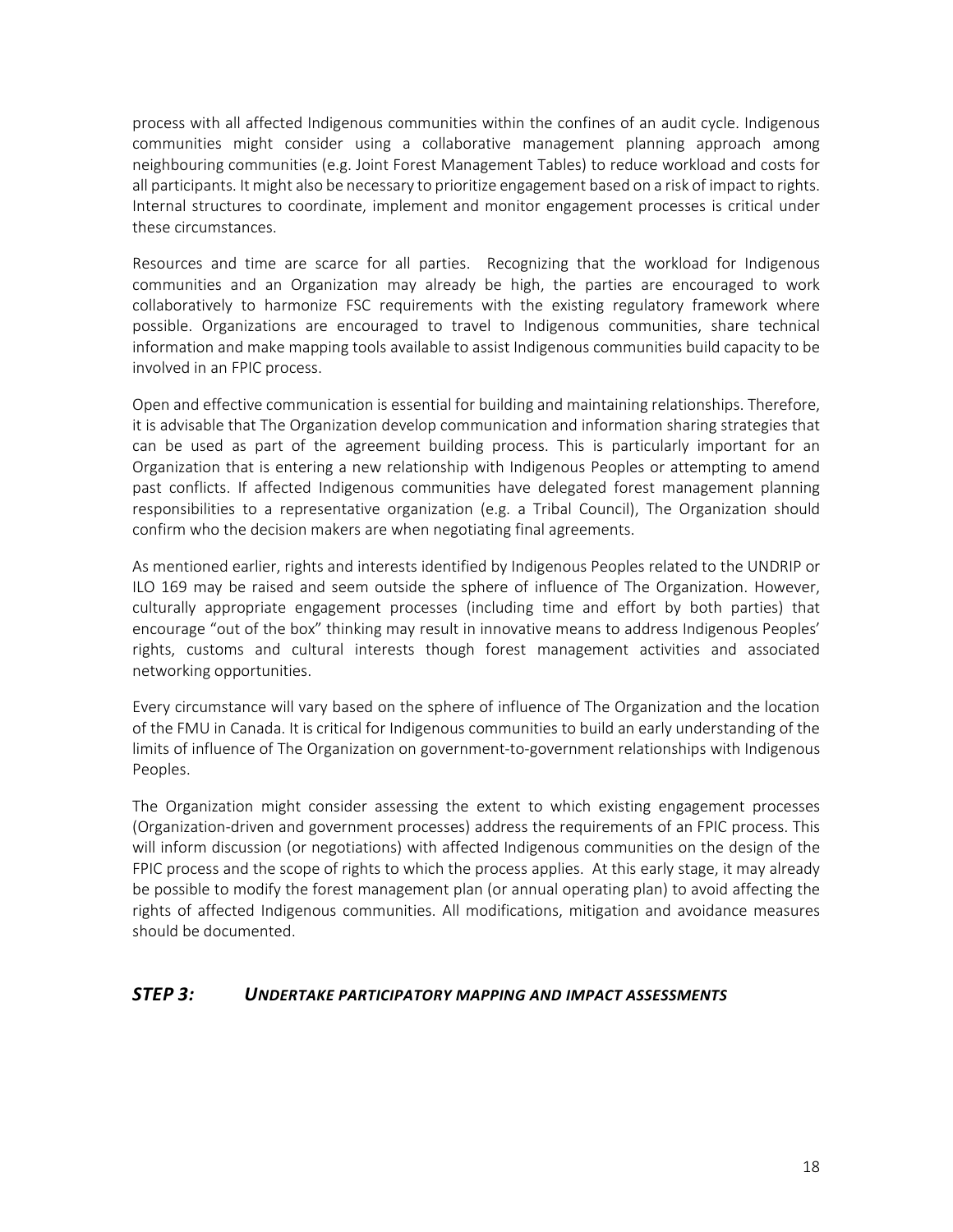process with all affected Indigenous communities within the confines of an audit cycle. Indigenous communities might consider using a collaborative management planning approach among neighbouring communities (e.g. Joint Forest Management Tables) to reduce workload and costs for all participants. It might also be necessary to prioritize engagement based on a risk of impact to rights. Internal structures to coordinate, implement and monitor engagement processes is critical under these circumstances.

Resources and time are scarce for all parties. Recognizing that the workload for Indigenous communities and an Organization may already be high, the parties are encouraged to work collaboratively to harmonize FSC requirements with the existing regulatory framework where possible. Organizations are encouraged to travel to Indigenous communities, share technical information and make mapping tools available to assist Indigenous communities build capacity to be involved in an FPIC process.

Open and effective communication is essential for building and maintaining relationships. Therefore, it is advisable that The Organization develop communication and information sharing strategies that can be used as part of the agreement building process. This is particularly important for an Organization that is entering a new relationship with Indigenous Peoples or attempting to amend past conflicts. If affected Indigenous communities have delegated forest management planning responsibilities to a representative organization (e.g. a Tribal Council), The Organization should confirm who the decision makers are when negotiating final agreements.

As mentioned earlier, rights and interests identified by Indigenous Peoples related to the UNDRIP or ILO 169 may be raised and seem outside the sphere of influence of The Organization. However, culturally appropriate engagement processes (including time and effort by both parties) that encourage "out of the box" thinking may result in innovative means to address Indigenous Peoples' rights, customs and cultural interests though forest management activities and associated networking opportunities.

Every circumstance will vary based on the sphere of influence of The Organization and the location of the FMU in Canada. It is critical for Indigenous communities to build an early understanding of the limits of influence of The Organization on government-to-government relationships with Indigenous Peoples.

The Organization might consider assessing the extent to which existing engagement processes (Organization-driven and government processes) address the requirements of an FPIC process. This will inform discussion (or negotiations) with affected Indigenous communities on the design of the FPIC process and the scope of rights to which the process applies. At this early stage, it may already be possible to modify the forest management plan (or annual operating plan) to avoid affecting the rights of affected Indigenous communities. All modifications, mitigation and avoidance measures should be documented.

### *STEP 3: UNDERTAKE PARTICIPATORY MAPPING AND IMPACT ASSESSMENTS*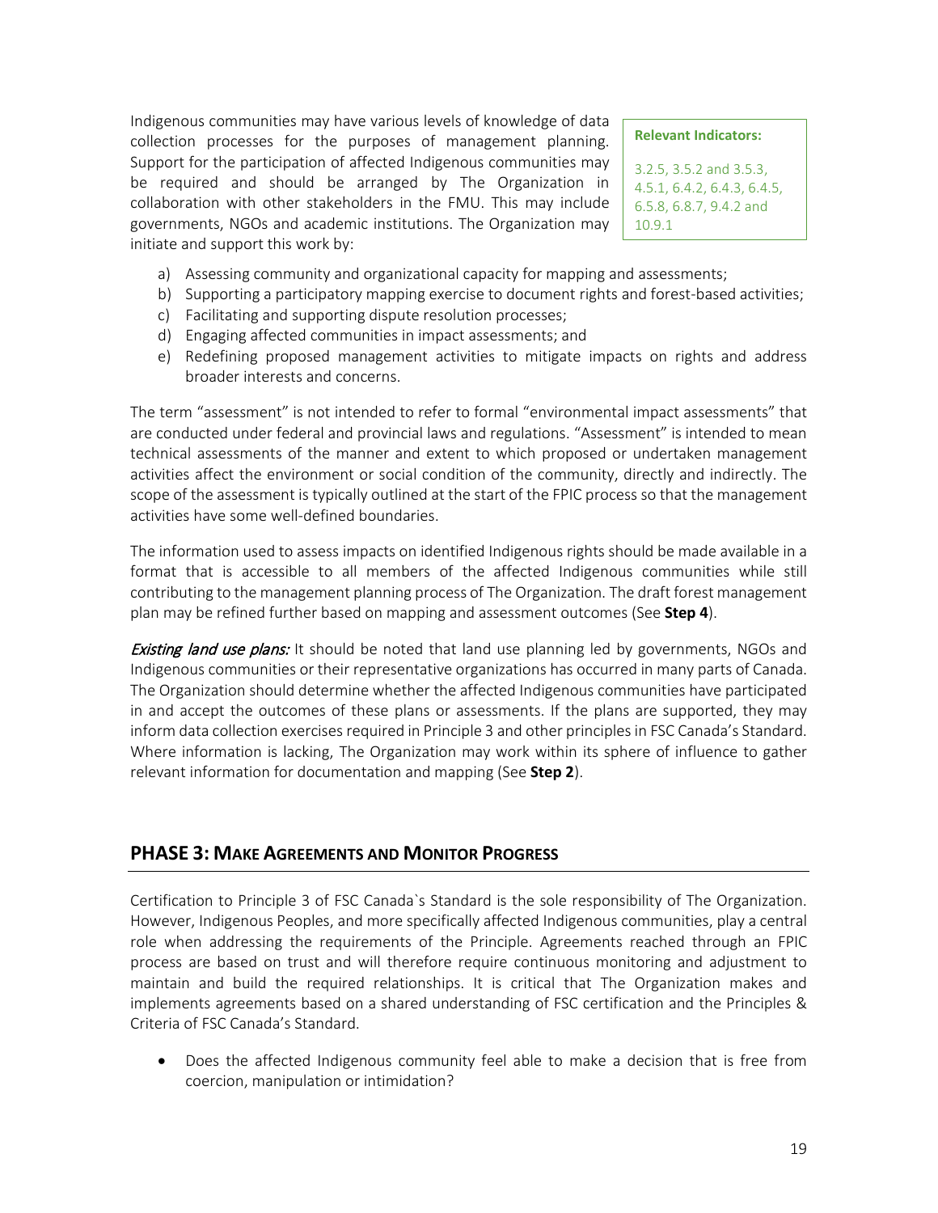Indigenous communities may have various levels of knowledge of data collection processes for the purposes of management planning. Support for the participation of affected Indigenous communities may be required and should be arranged by The Organization in collaboration with other stakeholders in the FMU. This may include governments, NGOs and academic institutions. The Organization may initiate and support this work by:

> **Relevant Indicators:**
>
> 3.2.5, 3.5.2 and 3.5.3, 4.5.1, 6.4.2, 6.4.3, 6.4.5, 6.5.8, 6.8.7, 9.4.2 and 10.9.1

a) Assessing community and organizational capacity for mapping and assessments;
b) Supporting a participatory mapping exercise to document rights and forest-based activities;
c) Facilitating and supporting dispute resolution processes;
d) Engaging affected communities in impact assessments; and
e) Redefining proposed management activities to mitigate impacts on rights and address broader interests and concerns.

The term "assessment" is not intended to refer to formal "environmental impact assessments" that are conducted under federal and provincial laws and regulations. "Assessment" is intended to mean technical assessments of the manner and extent to which proposed or undertaken management activities affect the environment or social condition of the community, directly and indirectly. The scope of the assessment is typically outlined at the start of the FPIC process so that the management activities have some well-defined boundaries.

The information used to assess impacts on identified Indigenous rights should be made available in a format that is accessible to all members of the affected Indigenous communities while still contributing to the management planning process of The Organization. The draft forest management plan may be refined further based on mapping and assessment outcomes (See **Step 4**).

*Existing land use plans:* It should be noted that land use planning led by governments, NGOs and Indigenous communities or their representative organizations has occurred in many parts of Canada. The Organization should determine whether the affected Indigenous communities have participated in and accept the outcomes of these plans or assessments. If the plans are supported, they may inform data collection exercises required in Principle 3 and other principles in FSC Canada's Standard. Where information is lacking, The Organization may work within its sphere of influence to gather relevant information for documentation and mapping (See **Step 2**).

## PHASE 3: MAKE AGREEMENTS AND MONITOR PROGRESS

Certification to Principle 3 of FSC Canada`s Standard is the sole responsibility of The Organization. However, Indigenous Peoples, and more specifically affected Indigenous communities, play a central role when addressing the requirements of the Principle. Agreements reached through an FPIC process are based on trust and will therefore require continuous monitoring and adjustment to maintain and build the required relationships. It is critical that The Organization makes and implements agreements based on a shared understanding of FSC certification and the Principles & Criteria of FSC Canada's Standard.

- Does the affected Indigenous community feel able to make a decision that is free from coercion, manipulation or intimidation?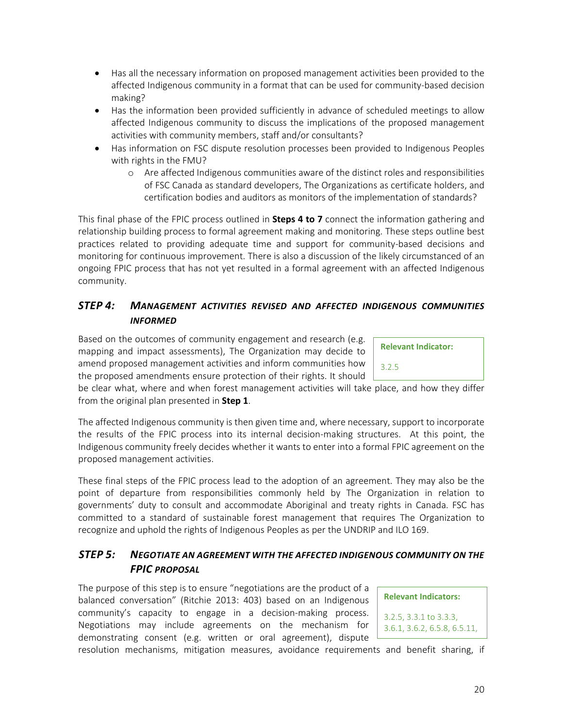- Has all the necessary information on proposed management activities been provided to the affected Indigenous community in a format that can be used for community-based decision making?
- Has the information been provided sufficiently in advance of scheduled meetings to allow affected Indigenous community to discuss the implications of the proposed management activities with community members, staff and/or consultants?
- Has information on FSC dispute resolution processes been provided to Indigenous Peoples with rights in the FMU?
  - Are affected Indigenous communities aware of the distinct roles and responsibilities of FSC Canada as standard developers, The Organizations as certificate holders, and certification bodies and auditors as monitors of the implementation of standards?

This final phase of the FPIC process outlined in **Steps 4 to 7** connect the information gathering and relationship building process to formal agreement making and monitoring. These steps outline best practices related to providing adequate time and support for community-based decisions and monitoring for continuous improvement. There is also a discussion of the likely circumstanced of an ongoing FPIC process that has not yet resulted in a formal agreement with an affected Indigenous community.

## *STEP 4: MANAGEMENT ACTIVITIES REVISED AND AFFECTED INDIGENOUS COMMUNITIES INFORMED*

**Relevant Indicator:**

3.2.5

Based on the outcomes of community engagement and research (e.g. mapping and impact assessments), The Organization may decide to amend proposed management activities and inform communities how the proposed amendments ensure protection of their rights. It should be clear what, where and when forest management activities will take place, and how they differ from the original plan presented in **Step 1**.

The affected Indigenous community is then given time and, where necessary, support to incorporate the results of the FPIC process into its internal decision-making structures. At this point, the Indigenous community freely decides whether it wants to enter into a formal FPIC agreement on the proposed management activities.

These final steps of the FPIC process lead to the adoption of an agreement. They may also be the point of departure from responsibilities commonly held by The Organization in relation to governments' duty to consult and accommodate Aboriginal and treaty rights in Canada. FSC has committed to a standard of sustainable forest management that requires The Organization to recognize and uphold the rights of Indigenous Peoples as per the UNDRIP and ILO 169.

## *STEP 5: NEGOTIATE AN AGREEMENT WITH THE AFFECTED INDIGENOUS COMMUNITY ON THE FPIC PROPOSAL*

**Relevant Indicators:**

3.2.5, 3.3.1 to 3.3.3, 3.6.1, 3.6.2, 6.5.8, 6.5.11,

The purpose of this step is to ensure "negotiations are the product of a balanced conversation" (Ritchie 2013: 403) based on an Indigenous community's capacity to engage in a decision-making process. Negotiations may include agreements on the mechanism for demonstrating consent (e.g. written or oral agreement), dispute resolution mechanisms, mitigation measures, avoidance requirements and benefit sharing, if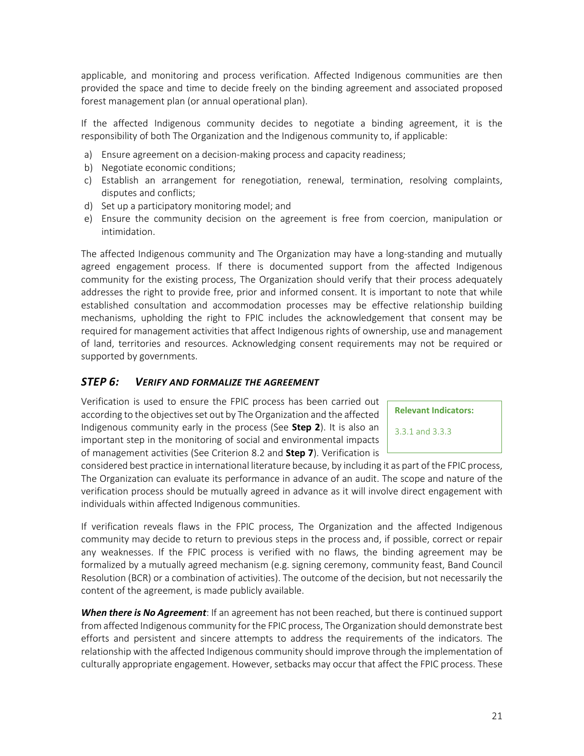applicable, and monitoring and process verification. Affected Indigenous communities are then provided the space and time to decide freely on the binding agreement and associated proposed forest management plan (or annual operational plan).

If the affected Indigenous community decides to negotiate a binding agreement, it is the responsibility of both The Organization and the Indigenous community to, if applicable:

a) Ensure agreement on a decision-making process and capacity readiness;
b) Negotiate economic conditions;
c) Establish an arrangement for renegotiation, renewal, termination, resolving complaints, disputes and conflicts;
d) Set up a participatory monitoring model; and
e) Ensure the community decision on the agreement is free from coercion, manipulation or intimidation.

The affected Indigenous community and The Organization may have a long-standing and mutually agreed engagement process. If there is documented support from the affected Indigenous community for the existing process, The Organization should verify that their process adequately addresses the right to provide free, prior and informed consent. It is important to note that while established consultation and accommodation processes may be effective relationship building mechanisms, upholding the right to FPIC includes the acknowledgement that consent may be required for management activities that affect Indigenous rights of ownership, use and management of land, territories and resources. Acknowledging consent requirements may not be required or supported by governments.

## *STEP 6: VERIFY AND FORMALIZE THE AGREEMENT*

**Relevant Indicators:**

3.3.1 and 3.3.3

Verification is used to ensure the FPIC process has been carried out according to the objectives set out by The Organization and the affected Indigenous community early in the process (See **Step 2**). It is also an important step in the monitoring of social and environmental impacts of management activities (See Criterion 8.2 and **Step 7**). Verification is considered best practice in international literature because, by including it as part of the FPIC process, The Organization can evaluate its performance in advance of an audit. The scope and nature of the verification process should be mutually agreed in advance as it will involve direct engagement with individuals within affected Indigenous communities.

If verification reveals flaws in the FPIC process, The Organization and the affected Indigenous community may decide to return to previous steps in the process and, if possible, correct or repair any weaknesses. If the FPIC process is verified with no flaws, the binding agreement may be formalized by a mutually agreed mechanism (e.g. signing ceremony, community feast, Band Council Resolution (BCR) or a combination of activities). The outcome of the decision, but not necessarily the content of the agreement, is made publicly available.

***When there is No Agreement***: If an agreement has not been reached, but there is continued support from affected Indigenous community for the FPIC process, The Organization should demonstrate best efforts and persistent and sincere attempts to address the requirements of the indicators. The relationship with the affected Indigenous community should improve through the implementation of culturally appropriate engagement. However, setbacks may occur that affect the FPIC process. These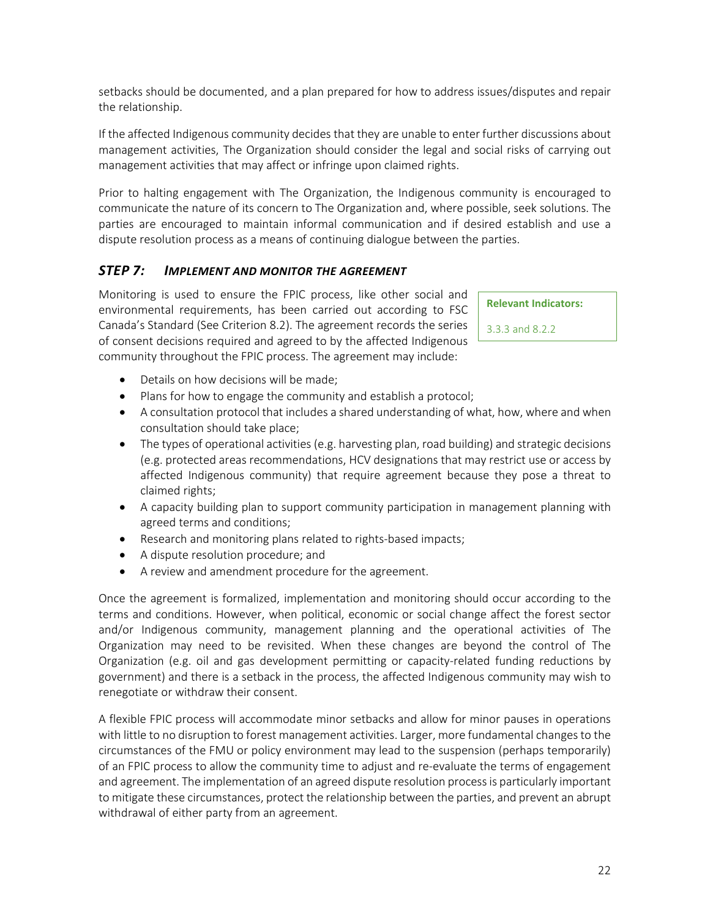setbacks should be documented, and a plan prepared for how to address issues/disputes and repair the relationship.

If the affected Indigenous community decides that they are unable to enter further discussions about management activities, The Organization should consider the legal and social risks of carrying out management activities that may affect or infringe upon claimed rights.

Prior to halting engagement with The Organization, the Indigenous community is encouraged to communicate the nature of its concern to The Organization and, where possible, seek solutions. The parties are encouraged to maintain informal communication and if desired establish and use a dispute resolution process as a means of continuing dialogue between the parties.

### *STEP 7: IMPLEMENT AND MONITOR THE AGREEMENT*

**Relevant Indicators:**

3.3.3 and 8.2.2

Monitoring is used to ensure the FPIC process, like other social and environmental requirements, has been carried out according to FSC Canada's Standard (See Criterion 8.2). The agreement records the series of consent decisions required and agreed to by the affected Indigenous community throughout the FPIC process. The agreement may include:

- Details on how decisions will be made;
- Plans for how to engage the community and establish a protocol;
- A consultation protocol that includes a shared understanding of what, how, where and when consultation should take place;
- The types of operational activities (e.g. harvesting plan, road building) and strategic decisions (e.g. protected areas recommendations, HCV designations that may restrict use or access by affected Indigenous community) that require agreement because they pose a threat to claimed rights;
- A capacity building plan to support community participation in management planning with agreed terms and conditions;
- Research and monitoring plans related to rights-based impacts;
- A dispute resolution procedure; and
- A review and amendment procedure for the agreement.

Once the agreement is formalized, implementation and monitoring should occur according to the terms and conditions. However, when political, economic or social change affect the forest sector and/or Indigenous community, management planning and the operational activities of The Organization may need to be revisited. When these changes are beyond the control of The Organization (e.g. oil and gas development permitting or capacity-related funding reductions by government) and there is a setback in the process, the affected Indigenous community may wish to renegotiate or withdraw their consent.

A flexible FPIC process will accommodate minor setbacks and allow for minor pauses in operations with little to no disruption to forest management activities. Larger, more fundamental changes to the circumstances of the FMU or policy environment may lead to the suspension (perhaps temporarily) of an FPIC process to allow the community time to adjust and re-evaluate the terms of engagement and agreement. The implementation of an agreed dispute resolution process is particularly important to mitigate these circumstances, protect the relationship between the parties, and prevent an abrupt withdrawal of either party from an agreement.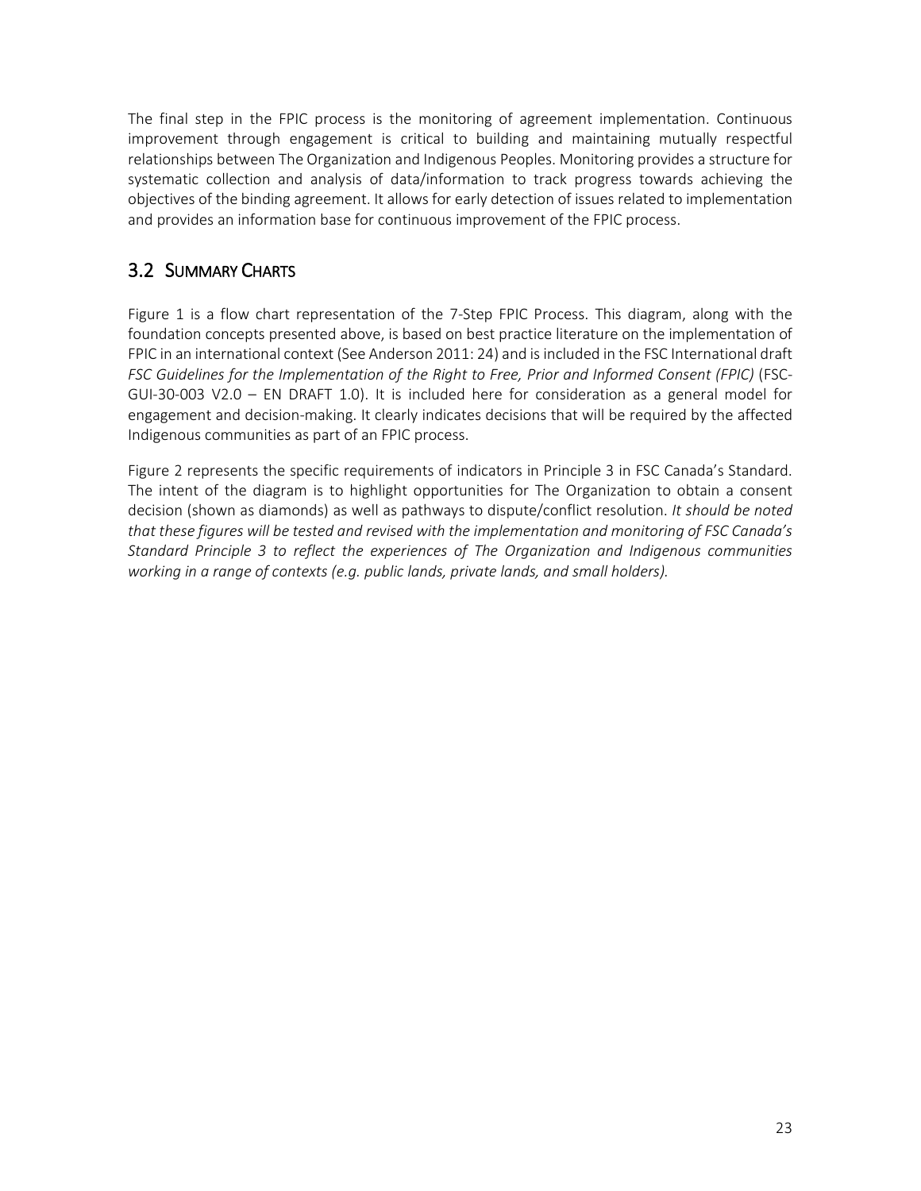The final step in the FPIC process is the monitoring of agreement implementation. Continuous improvement through engagement is critical to building and maintaining mutually respectful relationships between The Organization and Indigenous Peoples. Monitoring provides a structure for systematic collection and analysis of data/information to track progress towards achieving the objectives of the binding agreement. It allows for early detection of issues related to implementation and provides an information base for continuous improvement of the FPIC process.

## 3.2 Summary Charts

Figure 1 is a flow chart representation of the 7-Step FPIC Process. This diagram, along with the foundation concepts presented above, is based on best practice literature on the implementation of FPIC in an international context (See Anderson 2011: 24) and is included in the FSC International draft *FSC Guidelines for the Implementation of the Right to Free, Prior and Informed Consent (FPIC)* (FSC-GUI-30-003 V2.0 – EN DRAFT 1.0). It is included here for consideration as a general model for engagement and decision-making. It clearly indicates decisions that will be required by the affected Indigenous communities as part of an FPIC process.

Figure 2 represents the specific requirements of indicators in Principle 3 in FSC Canada's Standard. The intent of the diagram is to highlight opportunities for The Organization to obtain a consent decision (shown as diamonds) as well as pathways to dispute/conflict resolution. *It should be noted that these figures will be tested and revised with the implementation and monitoring of FSC Canada's Standard Principle 3 to reflect the experiences of The Organization and Indigenous communities working in a range of contexts (e.g. public lands, private lands, and small holders).*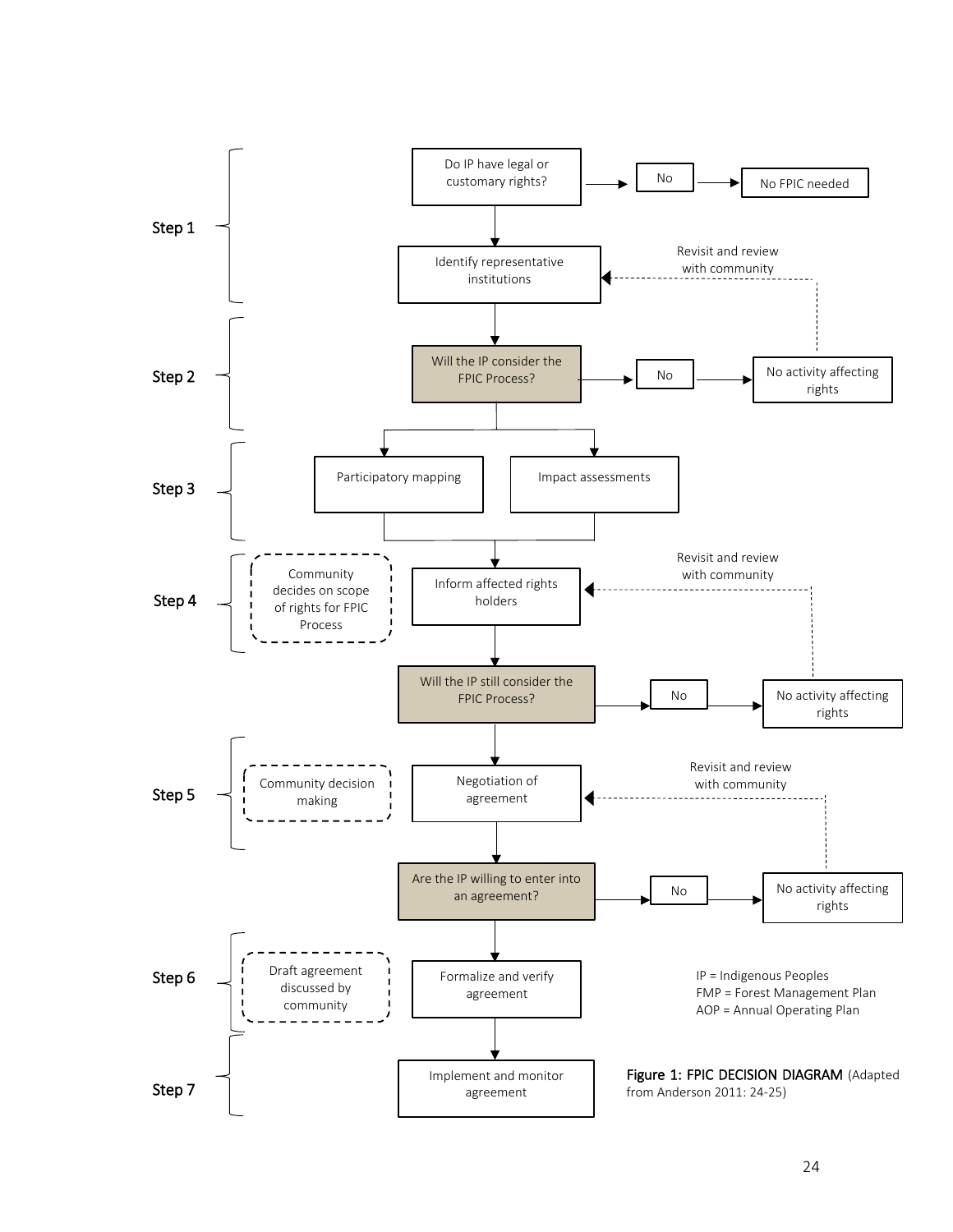**Step 1**

Do IP have legal or customary rights? → No → No FPIC needed

Identify representative institutions

Revisit and review with community

**Step 2**

Will the IP consider the FPIC Process? → No → No activity affecting rights

**Step 3**

Participatory mapping

Impact assessments

**Step 4**

Community decides on scope of rights for FPIC Process

Inform affected rights holders

Revisit and review with community

Will the IP still consider the FPIC Process? → No → No activity affecting rights

**Step 5**

Community decision making

Negotiation of agreement

Revisit and review with community

Are the IP willing to enter into an agreement? → No → No activity affecting rights

**Step 6**

Draft agreement discussed by community

Formalize and verify agreement

IP = Indigenous Peoples
FMP = Forest Management Plan
AOP = Annual Operating Plan

**Step 7**

Implement and monitor agreement

**Figure 1: FPIC DECISION DIAGRAM** (Adapted from Anderson 2011: 24-25)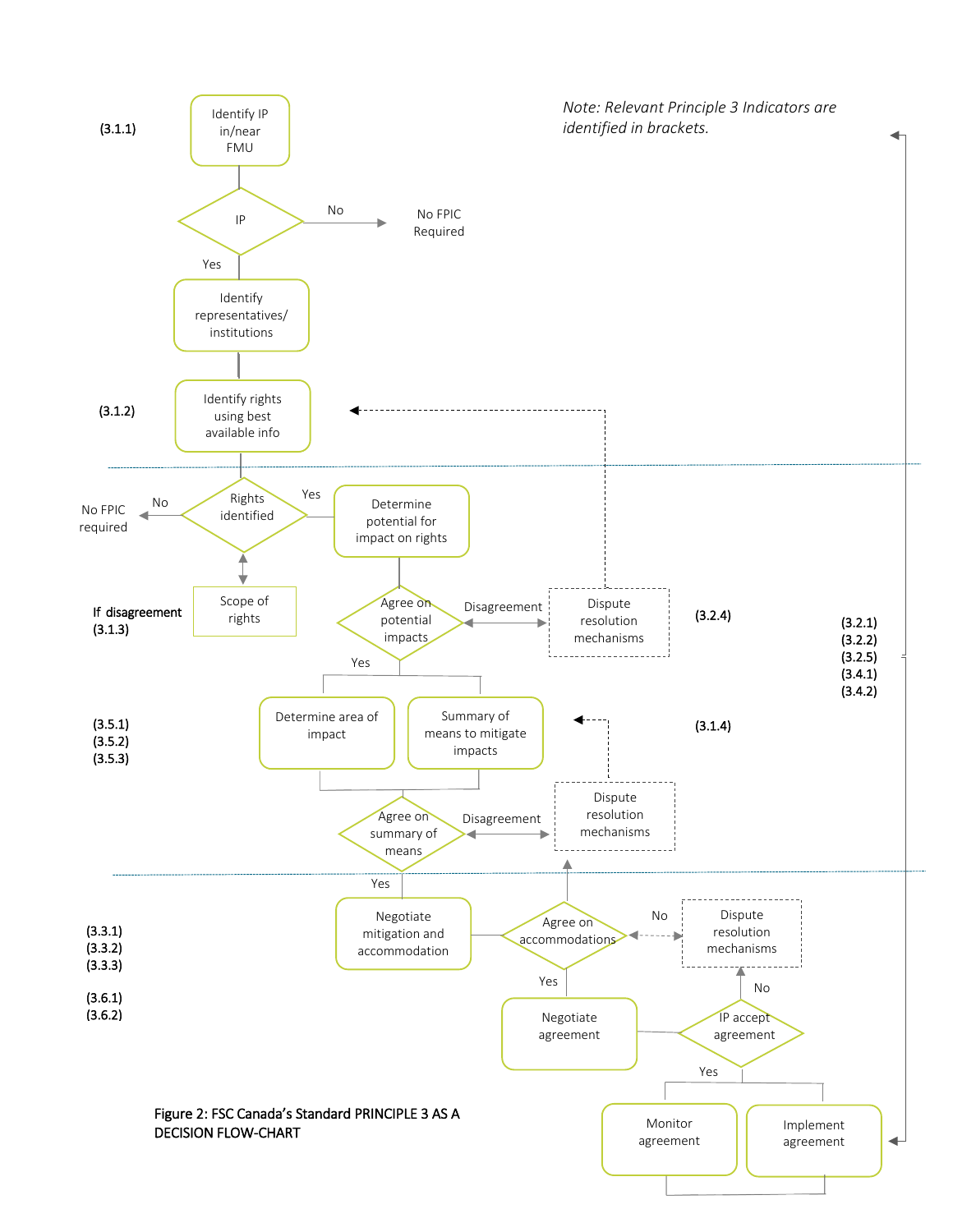*Note: Relevant Principle 3 Indicators are identified in brackets.*

(3.1.1) Identify IP in/near FMU

IP — No → No FPIC Required

Yes → Identify representatives/ institutions

(3.1.2) Identify rights using best available info

Rights identified — No → No FPIC required

If disagreement (3.1.3) — Scope of rights

Yes → Determine potential for impact on rights

Agree on potential impacts — Disagreement → Dispute resolution mechanisms (3.2.4)

(3.2.1)
(3.2.2)
(3.2.5)
(3.4.1)
(3.4.2)

Yes →

(3.5.1)
(3.5.2)
(3.5.3)

Determine area of impact

Summary of means to mitigate impacts

(3.1.4) Dispute resolution mechanisms

Agree on summary of means — Disagreement → Dispute resolution mechanisms

Yes →

(3.3.1)
(3.3.2)
(3.3.3)

Negotiate mitigation and accommodation

Agree on accommodations — No → Dispute resolution mechanisms

(3.6.1)
(3.6.2)

Yes → Negotiate agreement

IP accept agreement — No → Dispute resolution mechanisms

Yes → Monitor agreement; Implement agreement

Figure 2: FSC Canada's Standard PRINCIPLE 3 AS A DECISION FLOW-CHART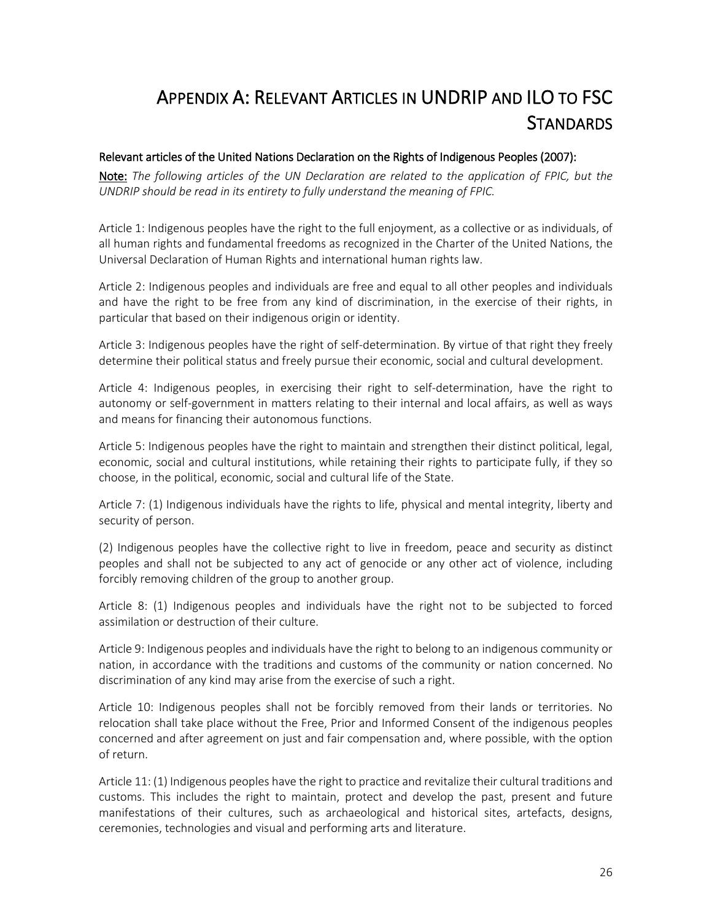# Appendix A: Relevant Articles in UNDRIP and ILO to FSC Standards

## Relevant articles of the United Nations Declaration on the Rights of Indigenous Peoples (2007):

**Note:** *The following articles of the UN Declaration are related to the application of FPIC, but the UNDRIP should be read in its entirety to fully understand the meaning of FPIC.*

Article 1: Indigenous peoples have the right to the full enjoyment, as a collective or as individuals, of all human rights and fundamental freedoms as recognized in the Charter of the United Nations, the Universal Declaration of Human Rights and international human rights law.

Article 2: Indigenous peoples and individuals are free and equal to all other peoples and individuals and have the right to be free from any kind of discrimination, in the exercise of their rights, in particular that based on their indigenous origin or identity.

Article 3: Indigenous peoples have the right of self-determination. By virtue of that right they freely determine their political status and freely pursue their economic, social and cultural development.

Article 4: Indigenous peoples, in exercising their right to self-determination, have the right to autonomy or self-government in matters relating to their internal and local affairs, as well as ways and means for financing their autonomous functions.

Article 5: Indigenous peoples have the right to maintain and strengthen their distinct political, legal, economic, social and cultural institutions, while retaining their rights to participate fully, if they so choose, in the political, economic, social and cultural life of the State.

Article 7: (1) Indigenous individuals have the rights to life, physical and mental integrity, liberty and security of person.

(2) Indigenous peoples have the collective right to live in freedom, peace and security as distinct peoples and shall not be subjected to any act of genocide or any other act of violence, including forcibly removing children of the group to another group.

Article 8: (1) Indigenous peoples and individuals have the right not to be subjected to forced assimilation or destruction of their culture.

Article 9: Indigenous peoples and individuals have the right to belong to an indigenous community or nation, in accordance with the traditions and customs of the community or nation concerned. No discrimination of any kind may arise from the exercise of such a right.

Article 10: Indigenous peoples shall not be forcibly removed from their lands or territories. No relocation shall take place without the Free, Prior and Informed Consent of the indigenous peoples concerned and after agreement on just and fair compensation and, where possible, with the option of return.

Article 11: (1) Indigenous peoples have the right to practice and revitalize their cultural traditions and customs. This includes the right to maintain, protect and develop the past, present and future manifestations of their cultures, such as archaeological and historical sites, artefacts, designs, ceremonies, technologies and visual and performing arts and literature.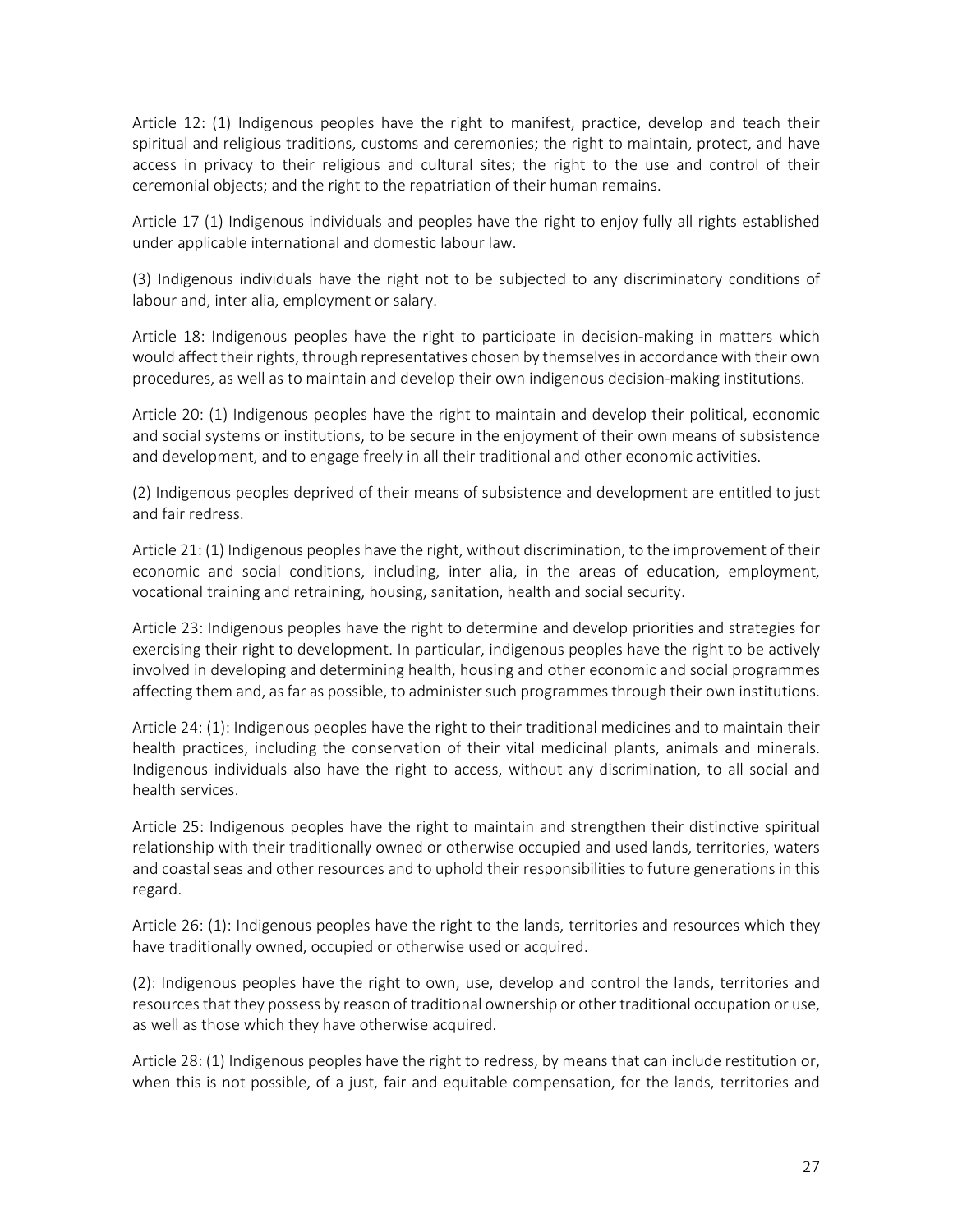Article 12: (1) Indigenous peoples have the right to manifest, practice, develop and teach their spiritual and religious traditions, customs and ceremonies; the right to maintain, protect, and have access in privacy to their religious and cultural sites; the right to the use and control of their ceremonial objects; and the right to the repatriation of their human remains.

Article 17 (1) Indigenous individuals and peoples have the right to enjoy fully all rights established under applicable international and domestic labour law.

(3) Indigenous individuals have the right not to be subjected to any discriminatory conditions of labour and, inter alia, employment or salary.

Article 18: Indigenous peoples have the right to participate in decision-making in matters which would affect their rights, through representatives chosen by themselves in accordance with their own procedures, as well as to maintain and develop their own indigenous decision-making institutions.

Article 20: (1) Indigenous peoples have the right to maintain and develop their political, economic and social systems or institutions, to be secure in the enjoyment of their own means of subsistence and development, and to engage freely in all their traditional and other economic activities.

(2) Indigenous peoples deprived of their means of subsistence and development are entitled to just and fair redress.

Article 21: (1) Indigenous peoples have the right, without discrimination, to the improvement of their economic and social conditions, including, inter alia, in the areas of education, employment, vocational training and retraining, housing, sanitation, health and social security.

Article 23: Indigenous peoples have the right to determine and develop priorities and strategies for exercising their right to development. In particular, indigenous peoples have the right to be actively involved in developing and determining health, housing and other economic and social programmes affecting them and, as far as possible, to administer such programmes through their own institutions.

Article 24: (1): Indigenous peoples have the right to their traditional medicines and to maintain their health practices, including the conservation of their vital medicinal plants, animals and minerals. Indigenous individuals also have the right to access, without any discrimination, to all social and health services.

Article 25: Indigenous peoples have the right to maintain and strengthen their distinctive spiritual relationship with their traditionally owned or otherwise occupied and used lands, territories, waters and coastal seas and other resources and to uphold their responsibilities to future generations in this regard.

Article 26: (1): Indigenous peoples have the right to the lands, territories and resources which they have traditionally owned, occupied or otherwise used or acquired.

(2): Indigenous peoples have the right to own, use, develop and control the lands, territories and resources that they possess by reason of traditional ownership or other traditional occupation or use, as well as those which they have otherwise acquired.

Article 28: (1) Indigenous peoples have the right to redress, by means that can include restitution or, when this is not possible, of a just, fair and equitable compensation, for the lands, territories and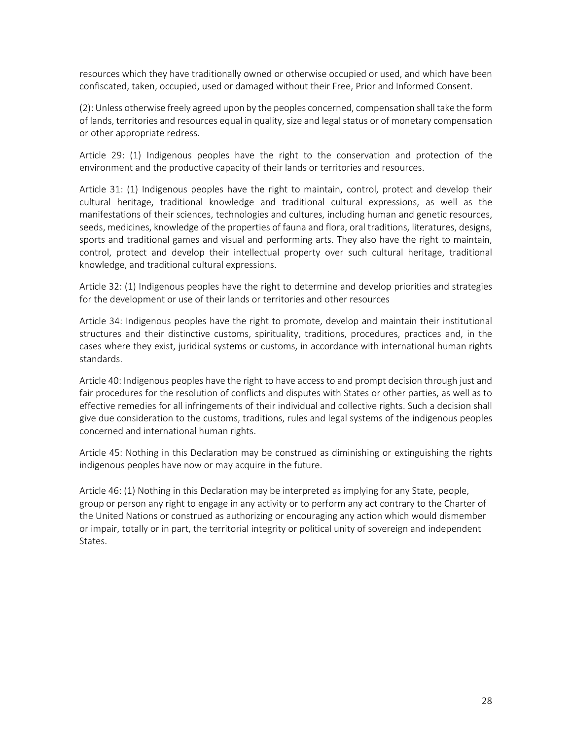resources which they have traditionally owned or otherwise occupied or used, and which have been confiscated, taken, occupied, used or damaged without their Free, Prior and Informed Consent.

(2): Unless otherwise freely agreed upon by the peoples concerned, compensation shall take the form of lands, territories and resources equal in quality, size and legal status or of monetary compensation or other appropriate redress.

Article 29: (1) Indigenous peoples have the right to the conservation and protection of the environment and the productive capacity of their lands or territories and resources.

Article 31: (1) Indigenous peoples have the right to maintain, control, protect and develop their cultural heritage, traditional knowledge and traditional cultural expressions, as well as the manifestations of their sciences, technologies and cultures, including human and genetic resources, seeds, medicines, knowledge of the properties of fauna and flora, oral traditions, literatures, designs, sports and traditional games and visual and performing arts. They also have the right to maintain, control, protect and develop their intellectual property over such cultural heritage, traditional knowledge, and traditional cultural expressions.

Article 32: (1) Indigenous peoples have the right to determine and develop priorities and strategies for the development or use of their lands or territories and other resources

Article 34: Indigenous peoples have the right to promote, develop and maintain their institutional structures and their distinctive customs, spirituality, traditions, procedures, practices and, in the cases where they exist, juridical systems or customs, in accordance with international human rights standards.

Article 40: Indigenous peoples have the right to have access to and prompt decision through just and fair procedures for the resolution of conflicts and disputes with States or other parties, as well as to effective remedies for all infringements of their individual and collective rights. Such a decision shall give due consideration to the customs, traditions, rules and legal systems of the indigenous peoples concerned and international human rights.

Article 45: Nothing in this Declaration may be construed as diminishing or extinguishing the rights indigenous peoples have now or may acquire in the future.

Article 46: (1) Nothing in this Declaration may be interpreted as implying for any State, people, group or person any right to engage in any activity or to perform any act contrary to the Charter of the United Nations or construed as authorizing or encouraging any action which would dismember or impair, totally or in part, the territorial integrity or political unity of sovereign and independent States.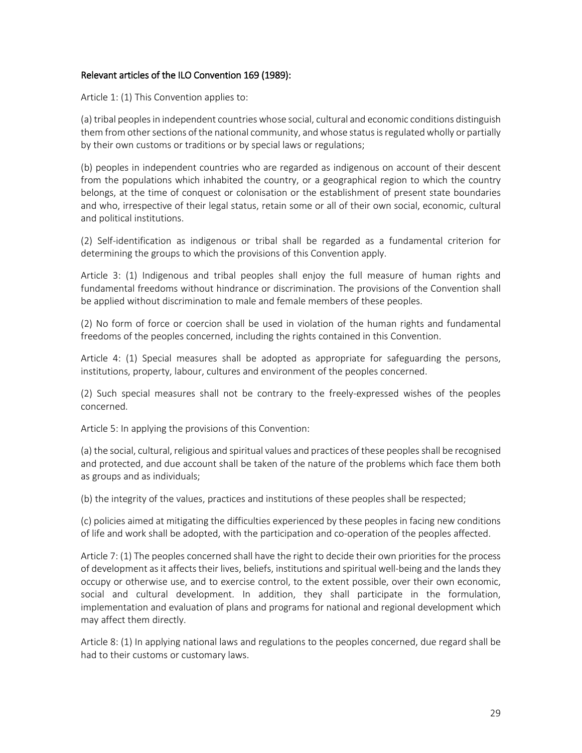**Relevant articles of the ILO Convention 169 (1989):**

Article 1: (1) This Convention applies to:

(a) tribal peoples in independent countries whose social, cultural and economic conditions distinguish them from other sections of the national community, and whose status is regulated wholly or partially by their own customs or traditions or by special laws or regulations;

(b) peoples in independent countries who are regarded as indigenous on account of their descent from the populations which inhabited the country, or a geographical region to which the country belongs, at the time of conquest or colonisation or the establishment of present state boundaries and who, irrespective of their legal status, retain some or all of their own social, economic, cultural and political institutions.

(2) Self-identification as indigenous or tribal shall be regarded as a fundamental criterion for determining the groups to which the provisions of this Convention apply.

Article 3: (1) Indigenous and tribal peoples shall enjoy the full measure of human rights and fundamental freedoms without hindrance or discrimination. The provisions of the Convention shall be applied without discrimination to male and female members of these peoples.

(2) No form of force or coercion shall be used in violation of the human rights and fundamental freedoms of the peoples concerned, including the rights contained in this Convention.

Article 4: (1) Special measures shall be adopted as appropriate for safeguarding the persons, institutions, property, labour, cultures and environment of the peoples concerned.

(2) Such special measures shall not be contrary to the freely-expressed wishes of the peoples concerned.

Article 5: In applying the provisions of this Convention:

(a) the social, cultural, religious and spiritual values and practices of these peoples shall be recognised and protected, and due account shall be taken of the nature of the problems which face them both as groups and as individuals;

(b) the integrity of the values, practices and institutions of these peoples shall be respected;

(c) policies aimed at mitigating the difficulties experienced by these peoples in facing new conditions of life and work shall be adopted, with the participation and co-operation of the peoples affected.

Article 7: (1) The peoples concerned shall have the right to decide their own priorities for the process of development as it affects their lives, beliefs, institutions and spiritual well-being and the lands they occupy or otherwise use, and to exercise control, to the extent possible, over their own economic, social and cultural development. In addition, they shall participate in the formulation, implementation and evaluation of plans and programs for national and regional development which may affect them directly.

Article 8: (1) In applying national laws and regulations to the peoples concerned, due regard shall be had to their customs or customary laws.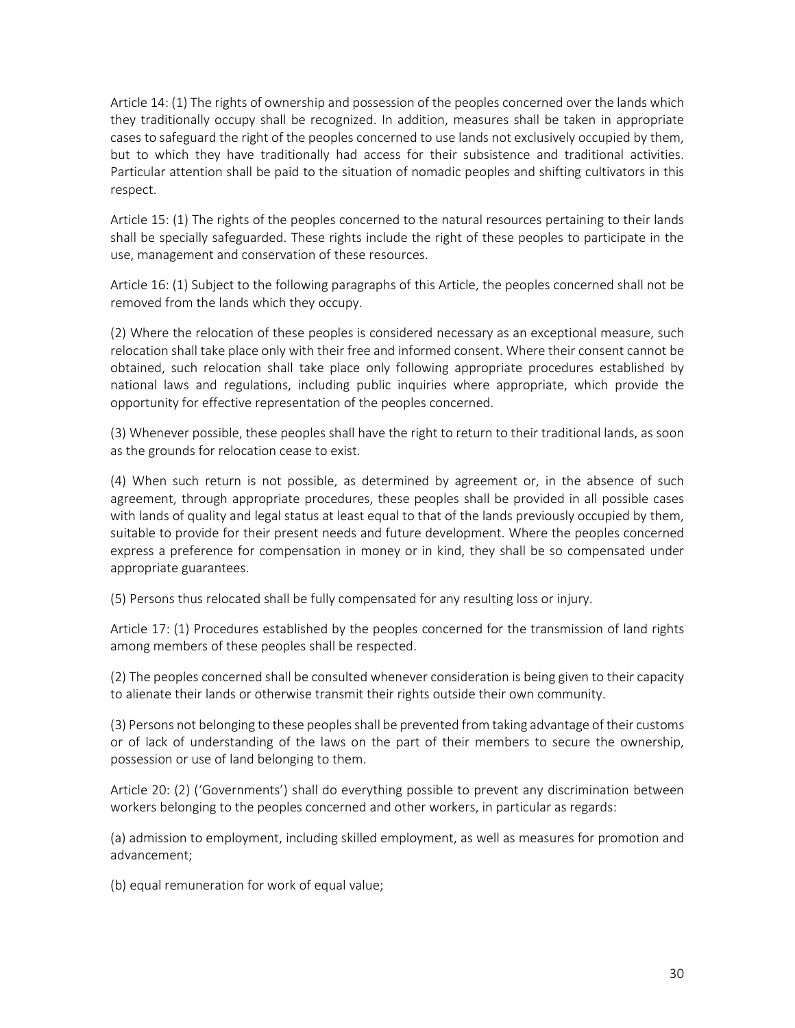Article 14: (1) The rights of ownership and possession of the peoples concerned over the lands which they traditionally occupy shall be recognized. In addition, measures shall be taken in appropriate cases to safeguard the right of the peoples concerned to use lands not exclusively occupied by them, but to which they have traditionally had access for their subsistence and traditional activities. Particular attention shall be paid to the situation of nomadic peoples and shifting cultivators in this respect.

Article 15: (1) The rights of the peoples concerned to the natural resources pertaining to their lands shall be specially safeguarded. These rights include the right of these peoples to participate in the use, management and conservation of these resources.

Article 16: (1) Subject to the following paragraphs of this Article, the peoples concerned shall not be removed from the lands which they occupy.

(2) Where the relocation of these peoples is considered necessary as an exceptional measure, such relocation shall take place only with their free and informed consent. Where their consent cannot be obtained, such relocation shall take place only following appropriate procedures established by national laws and regulations, including public inquiries where appropriate, which provide the opportunity for effective representation of the peoples concerned.

(3) Whenever possible, these peoples shall have the right to return to their traditional lands, as soon as the grounds for relocation cease to exist.

(4) When such return is not possible, as determined by agreement or, in the absence of such agreement, through appropriate procedures, these peoples shall be provided in all possible cases with lands of quality and legal status at least equal to that of the lands previously occupied by them, suitable to provide for their present needs and future development. Where the peoples concerned express a preference for compensation in money or in kind, they shall be so compensated under appropriate guarantees.

(5) Persons thus relocated shall be fully compensated for any resulting loss or injury.

Article 17: (1) Procedures established by the peoples concerned for the transmission of land rights among members of these peoples shall be respected.

(2) The peoples concerned shall be consulted whenever consideration is being given to their capacity to alienate their lands or otherwise transmit their rights outside their own community.

(3) Persons not belonging to these peoples shall be prevented from taking advantage of their customs or of lack of understanding of the laws on the part of their members to secure the ownership, possession or use of land belonging to them.

Article 20: (2) ('Governments') shall do everything possible to prevent any discrimination between workers belonging to the peoples concerned and other workers, in particular as regards:

(a) admission to employment, including skilled employment, as well as measures for promotion and advancement;

(b) equal remuneration for work of equal value;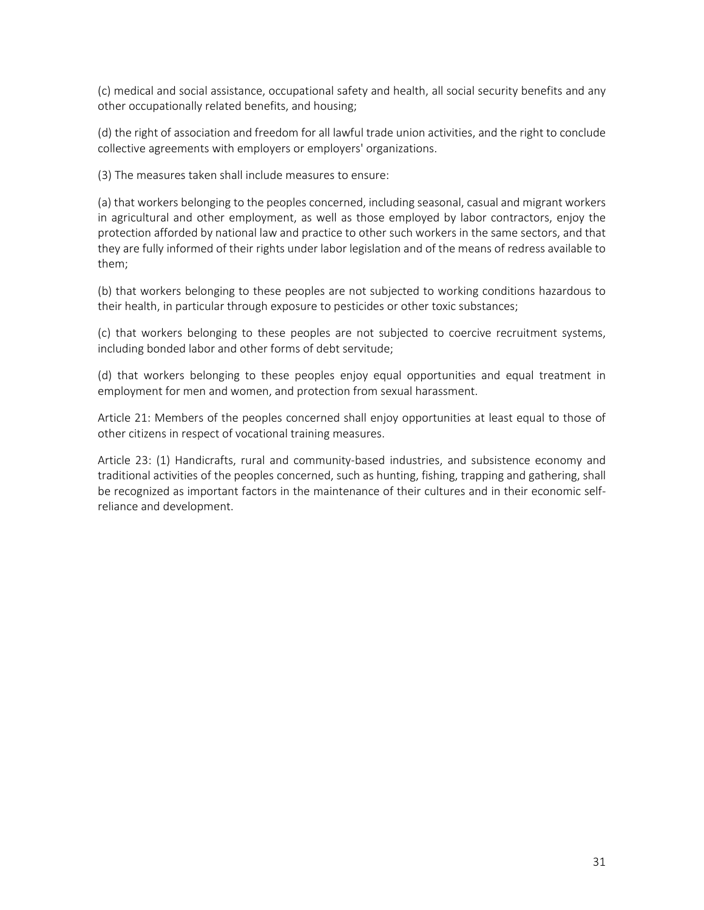(c) medical and social assistance, occupational safety and health, all social security benefits and any other occupationally related benefits, and housing;

(d) the right of association and freedom for all lawful trade union activities, and the right to conclude collective agreements with employers or employers' organizations.

(3) The measures taken shall include measures to ensure:

(a) that workers belonging to the peoples concerned, including seasonal, casual and migrant workers in agricultural and other employment, as well as those employed by labor contractors, enjoy the protection afforded by national law and practice to other such workers in the same sectors, and that they are fully informed of their rights under labor legislation and of the means of redress available to them;

(b) that workers belonging to these peoples are not subjected to working conditions hazardous to their health, in particular through exposure to pesticides or other toxic substances;

(c) that workers belonging to these peoples are not subjected to coercive recruitment systems, including bonded labor and other forms of debt servitude;

(d) that workers belonging to these peoples enjoy equal opportunities and equal treatment in employment for men and women, and protection from sexual harassment.

Article 21: Members of the peoples concerned shall enjoy opportunities at least equal to those of other citizens in respect of vocational training measures.

Article 23: (1) Handicrafts, rural and community-based industries, and subsistence economy and traditional activities of the peoples concerned, such as hunting, fishing, trapping and gathering, shall be recognized as important factors in the maintenance of their cultures and in their economic self-reliance and development.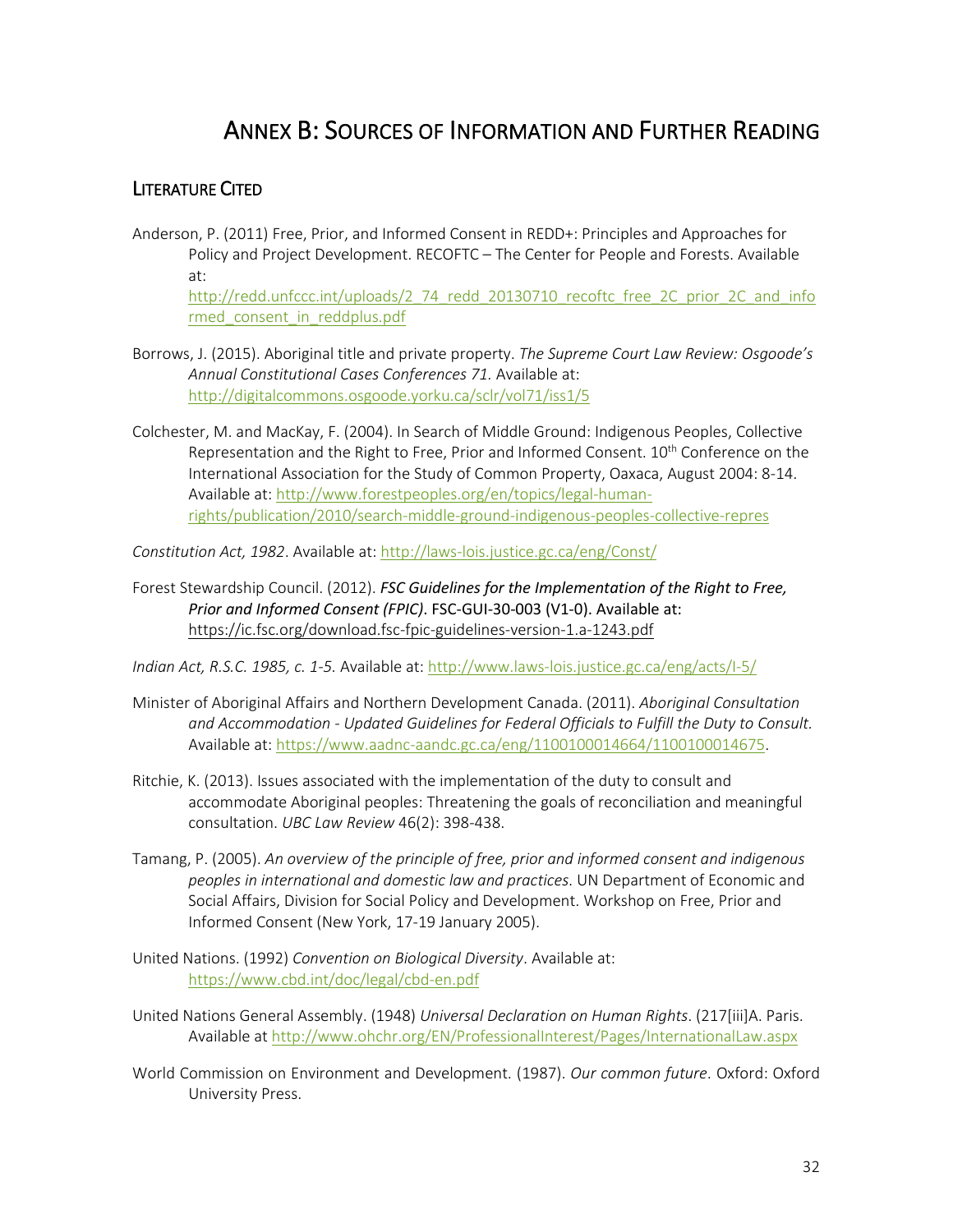# Annex B: Sources of Information and Further Reading

## Literature Cited

Anderson, P. (2011) Free, Prior, and Informed Consent in REDD+: Principles and Approaches for Policy and Project Development. RECOFTC – The Center for People and Forests. Available at: http://redd.unfccc.int/uploads/2_74_redd_20130710_recoftc_free_2C_prior_2C_and_informed_consent_in_reddplus.pdf

Borrows, J. (2015). Aboriginal title and private property. *The Supreme Court Law Review: Osgoode's Annual Constitutional Cases Conferences 71.* Available at: http://digitalcommons.osgoode.yorku.ca/sclr/vol71/iss1/5

Colchester, M. and MacKay, F. (2004). In Search of Middle Ground: Indigenous Peoples, Collective Representation and the Right to Free, Prior and Informed Consent. 10th Conference on the International Association for the Study of Common Property, Oaxaca, August 2004: 8-14. Available at: http://www.forestpeoples.org/en/topics/legal-human-rights/publication/2010/search-middle-ground-indigenous-peoples-collective-repres

*Constitution Act, 1982*. Available at: http://laws-lois.justice.gc.ca/eng/Const/

Forest Stewardship Council. (2012). ***FSC Guidelines for the Implementation of the Right to Free, Prior and Informed Consent (FPIC)*. FSC-GUI-30-003 (V1-0). Available at:** https://ic.fsc.org/download.fsc-fpic-guidelines-version-1.a-1243.pdf

*Indian Act, R.S.C. 1985, c. 1-5.* Available at: http://www.laws-lois.justice.gc.ca/eng/acts/I-5/

Minister of Aboriginal Affairs and Northern Development Canada. (2011). *Aboriginal Consultation and Accommodation - Updated Guidelines for Federal Officials to Fulfill the Duty to Consult.* Available at: https://www.aadnc-aandc.gc.ca/eng/1100100014664/1100100014675.

Ritchie, K. (2013). Issues associated with the implementation of the duty to consult and accommodate Aboriginal peoples: Threatening the goals of reconciliation and meaningful consultation. *UBC Law Review* 46(2): 398-438.

Tamang, P. (2005). *An overview of the principle of free, prior and informed consent and indigenous peoples in international and domestic law and practices*. UN Department of Economic and Social Affairs, Division for Social Policy and Development. Workshop on Free, Prior and Informed Consent (New York, 17-19 January 2005).

United Nations. (1992) *Convention on Biological Diversity*. Available at: https://www.cbd.int/doc/legal/cbd-en.pdf

United Nations General Assembly. (1948) *Universal Declaration on Human Rights*. (217[iii]A. Paris. Available at http://www.ohchr.org/EN/ProfessionalInterest/Pages/InternationalLaw.aspx

World Commission on Environment and Development. (1987). *Our common future*. Oxford: Oxford University Press.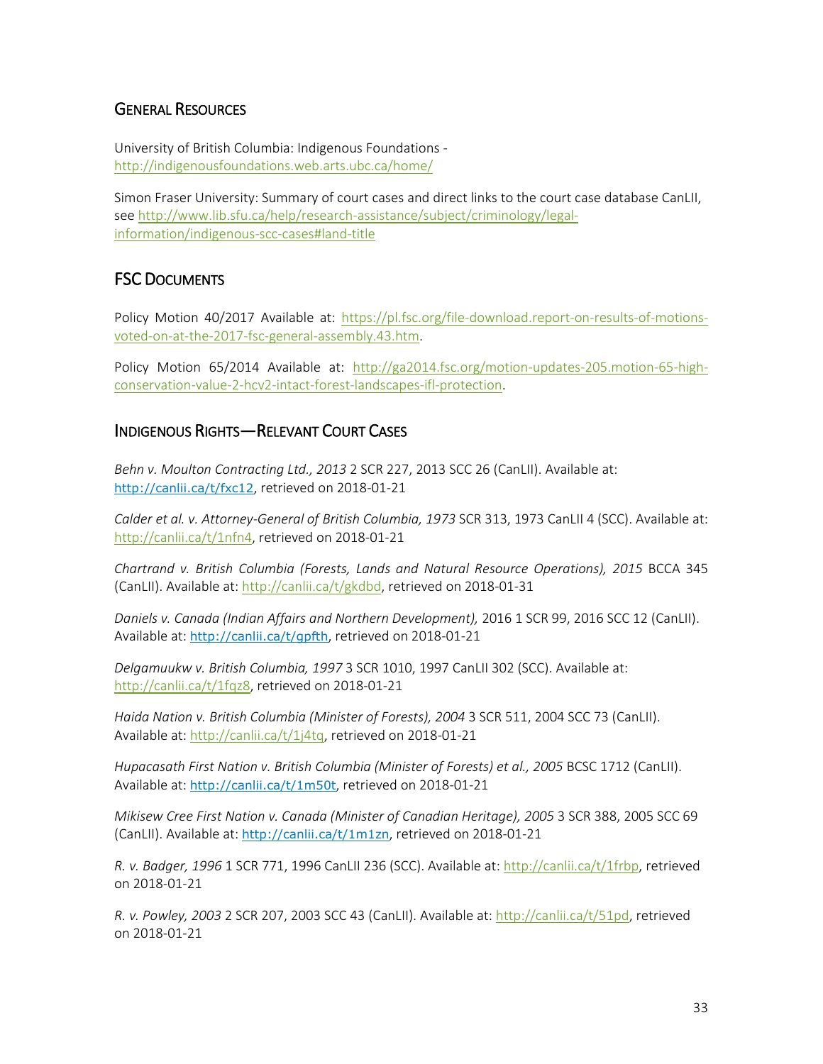## General Resources

University of British Columbia: Indigenous Foundations - http://indigenousfoundations.web.arts.ubc.ca/home/

Simon Fraser University: Summary of court cases and direct links to the court case database CanLII, see http://www.lib.sfu.ca/help/research-assistance/subject/criminology/legal-information/indigenous-scc-cases#land-title

## FSC Documents

Policy Motion 40/2017 Available at: https://pl.fsc.org/file-download.report-on-results-of-motions-voted-on-at-the-2017-fsc-general-assembly.43.htm.

Policy Motion 65/2014 Available at: http://ga2014.fsc.org/motion-updates-205.motion-65-high-conservation-value-2-hcv2-intact-forest-landscapes-ifl-protection.

## Indigenous Rights—Relevant Court Cases

*Behn v. Moulton Contracting Ltd., 2013* 2 SCR 227, 2013 SCC 26 (CanLII). Available at: http://canlii.ca/t/fxc12, retrieved on 2018-01-21

*Calder et al. v. Attorney-General of British Columbia, 1973* SCR 313, 1973 CanLII 4 (SCC). Available at: http://canlii.ca/t/1nfn4, retrieved on 2018-01-21

*Chartrand v. British Columbia (Forests, Lands and Natural Resource Operations), 2015* BCCA 345 (CanLII). Available at: http://canlii.ca/t/gkdbd, retrieved on 2018-01-31

*Daniels v. Canada (Indian Affairs and Northern Development),* 2016 1 SCR 99, 2016 SCC 12 (CanLII). Available at: http://canlii.ca/t/gpfth, retrieved on 2018-01-21

*Delgamuukw v. British Columbia, 1997* 3 SCR 1010, 1997 CanLII 302 (SCC). Available at: http://canlii.ca/t/1fqz8, retrieved on 2018-01-21

*Haida Nation v. British Columbia (Minister of Forests), 2004* 3 SCR 511, 2004 SCC 73 (CanLII). Available at: http://canlii.ca/t/1j4tq, retrieved on 2018-01-21

*Hupacasath First Nation v. British Columbia (Minister of Forests) et al., 2005* BCSC 1712 (CanLII). Available at: http://canlii.ca/t/1m50t, retrieved on 2018-01-21

*Mikisew Cree First Nation v. Canada (Minister of Canadian Heritage), 2005* 3 SCR 388, 2005 SCC 69 (CanLII). Available at: http://canlii.ca/t/1m1zn, retrieved on 2018-01-21

*R. v. Badger, 1996* 1 SCR 771, 1996 CanLII 236 (SCC). Available at: http://canlii.ca/t/1frbp, retrieved on 2018-01-21

*R. v. Powley, 2003* 2 SCR 207, 2003 SCC 43 (CanLII). Available at: http://canlii.ca/t/51pd, retrieved on 2018-01-21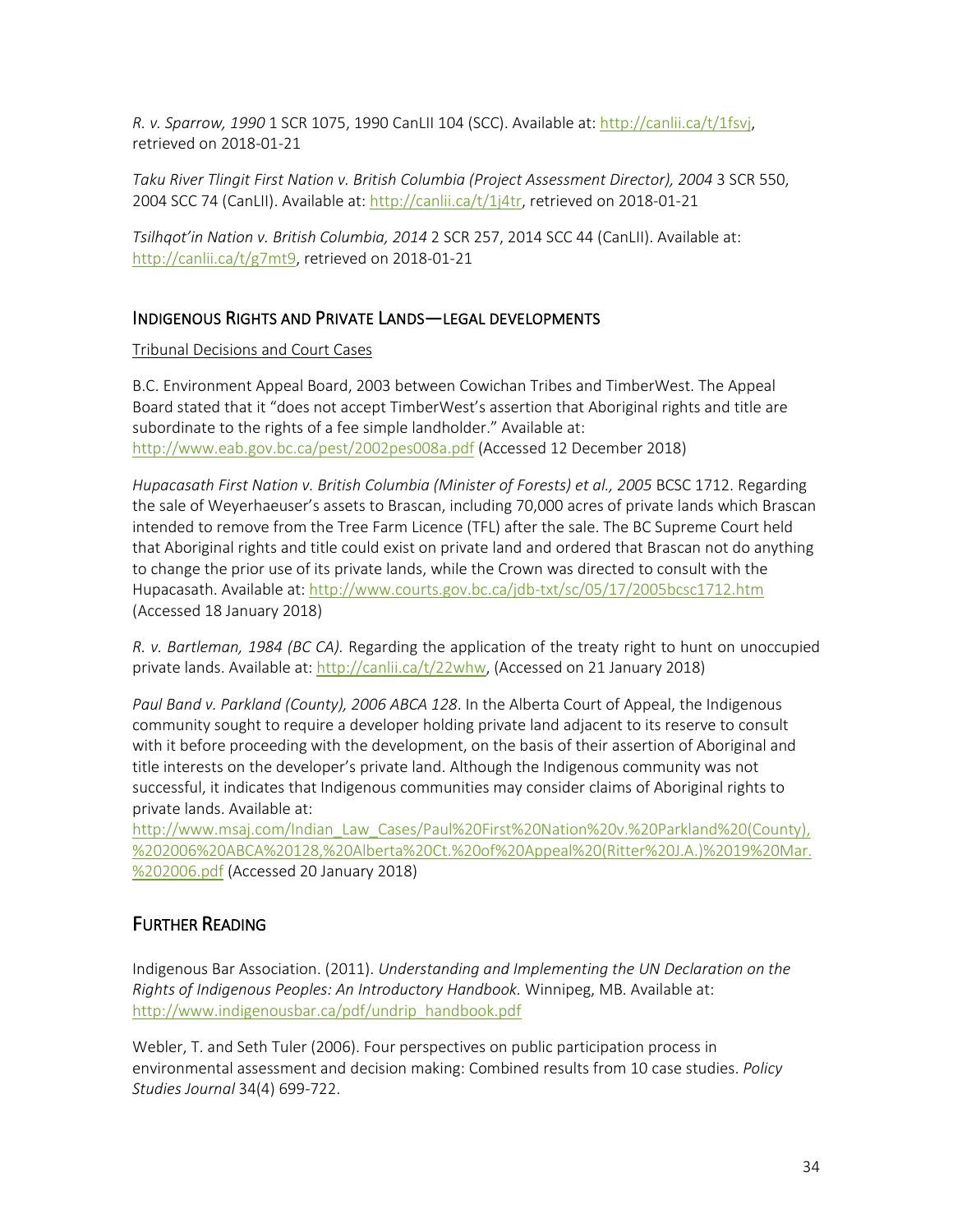*R. v. Sparrow, 1990* 1 SCR 1075, 1990 CanLII 104 (SCC). Available at: http://canlii.ca/t/1fsvj, retrieved on 2018-01-21

*Taku River Tlingit First Nation v. British Columbia (Project Assessment Director), 2004* 3 SCR 550, 2004 SCC 74 (CanLII). Available at: http://canlii.ca/t/1j4tr, retrieved on 2018-01-21

*Tsilhqot'in Nation v. British Columbia, 2014* 2 SCR 257, 2014 SCC 44 (CanLII). Available at: http://canlii.ca/t/g7mt9, retrieved on 2018-01-21

## Indigenous Rights and Private Lands—legal developments

Tribunal Decisions and Court Cases

B.C. Environment Appeal Board, 2003 between Cowichan Tribes and TimberWest. The Appeal Board stated that it "does not accept TimberWest's assertion that Aboriginal rights and title are subordinate to the rights of a fee simple landholder." Available at: http://www.eab.gov.bc.ca/pest/2002pes008a.pdf (Accessed 12 December 2018)

*Hupacasath First Nation v. British Columbia (Minister of Forests) et al., 2005* BCSC 1712. Regarding the sale of Weyerhaeuser's assets to Brascan, including 70,000 acres of private lands which Brascan intended to remove from the Tree Farm Licence (TFL) after the sale. The BC Supreme Court held that Aboriginal rights and title could exist on private land and ordered that Brascan not do anything to change the prior use of its private lands, while the Crown was directed to consult with the Hupacasath. Available at: http://www.courts.gov.bc.ca/jdb-txt/sc/05/17/2005bcsc1712.htm (Accessed 18 January 2018)

*R. v. Bartleman, 1984 (BC CA).* Regarding the application of the treaty right to hunt on unoccupied private lands. Available at: http://canlii.ca/t/22whw, (Accessed on 21 January 2018)

*Paul Band v. Parkland (County), 2006 ABCA 128*. In the Alberta Court of Appeal, the Indigenous community sought to require a developer holding private land adjacent to its reserve to consult with it before proceeding with the development, on the basis of their assertion of Aboriginal and title interests on the developer's private land. Although the Indigenous community was not successful, it indicates that Indigenous communities may consider claims of Aboriginal rights to private lands. Available at: http://www.msaj.com/Indian_Law_Cases/Paul%20First%20Nation%20v.%20Parkland%20(County),%202006%20ABCA%20128,%20Alberta%20Ct.%20of%20Appeal%20(Ritter%20J.A.)%2019%20Mar.%202006.pdf (Accessed 20 January 2018)

## Further Reading

Indigenous Bar Association. (2011). *Understanding and Implementing the UN Declaration on the Rights of Indigenous Peoples: An Introductory Handbook.* Winnipeg, MB. Available at: http://www.indigenousbar.ca/pdf/undrip_handbook.pdf

Webler, T. and Seth Tuler (2006). Four perspectives on public participation process in environmental assessment and decision making: Combined results from 10 case studies. *Policy Studies Journal* 34(4) 699-722.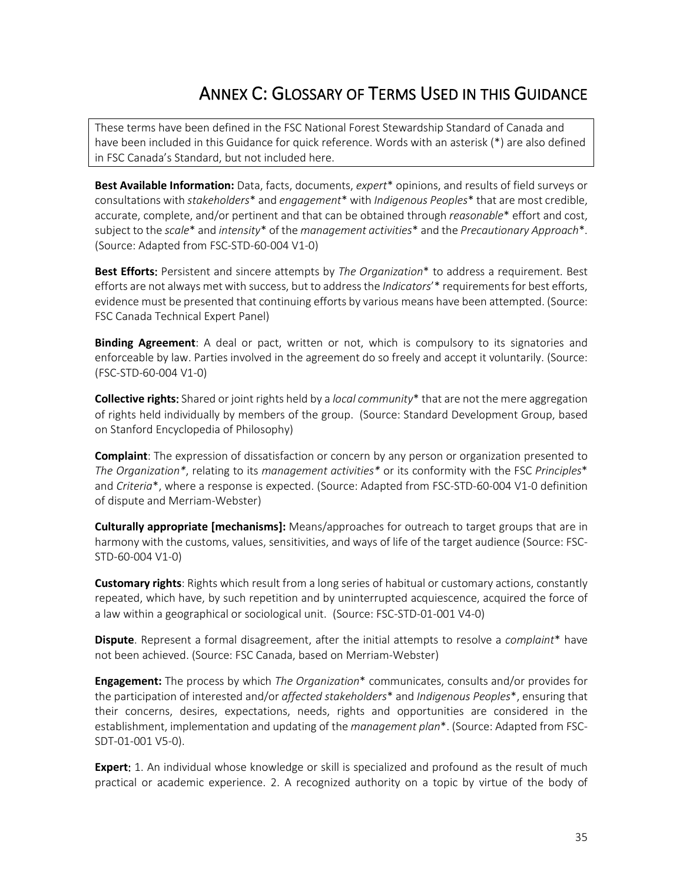# Annex C: Glossary of Terms Used in this Guidance

These terms have been defined in the FSC National Forest Stewardship Standard of Canada and have been included in this Guidance for quick reference. Words with an asterisk (*) are also defined in FSC Canada's Standard, but not included here.

**Best Available Information:** Data, facts, documents, *expert** opinions, and results of field surveys or consultations with *stakeholders** and *engagement** with *Indigenous Peoples** that are most credible, accurate, complete, and/or pertinent and that can be obtained through *reasonable** effort and cost, subject to the *scale** and *intensity** of the *management activities** and the *Precautionary Approach**. (Source: Adapted from FSC-STD-60-004 V1-0)

**Best Efforts:** Persistent and sincere attempts by *The Organization** to address a requirement. Best efforts are not always met with success, but to address the *Indicators'** requirements for best efforts, evidence must be presented that continuing efforts by various means have been attempted. (Source: FSC Canada Technical Expert Panel)

**Binding Agreement**: A deal or pact, written or not, which is compulsory to its signatories and enforceable by law. Parties involved in the agreement do so freely and accept it voluntarily. (Source: (FSC-STD-60-004 V1-0)

**Collective rights:** Shared or joint rights held by a *local community** that are not the mere aggregation of rights held individually by members of the group. (Source: Standard Development Group, based on Stanford Encyclopedia of Philosophy)

**Complaint**: The expression of dissatisfaction or concern by any person or organization presented to *The Organization**, relating to its *management activities** or its conformity with the FSC *Principles** and *Criteria**, where a response is expected. (Source: Adapted from FSC-STD-60-004 V1-0 definition of dispute and Merriam-Webster)

**Culturally appropriate [mechanisms]:** Means/approaches for outreach to target groups that are in harmony with the customs, values, sensitivities, and ways of life of the target audience (Source: FSC-STD-60-004 V1-0)

**Customary rights**: Rights which result from a long series of habitual or customary actions, constantly repeated, which have, by such repetition and by uninterrupted acquiescence, acquired the force of a law within a geographical or sociological unit. (Source: FSC-STD-01-001 V4-0)

**Dispute**. Represent a formal disagreement, after the initial attempts to resolve a *complaint** have not been achieved. (Source: FSC Canada, based on Merriam-Webster)

**Engagement:** The process by which *The Organization** communicates, consults and/or provides for the participation of interested and/or *affected stakeholders** and *Indigenous Peoples**, ensuring that their concerns, desires, expectations, needs, rights and opportunities are considered in the establishment, implementation and updating of the *management plan**. (Source: Adapted from FSC-SDT-01-001 V5-0).

**Expert:** 1. An individual whose knowledge or skill is specialized and profound as the result of much practical or academic experience. 2. A recognized authority on a topic by virtue of the body of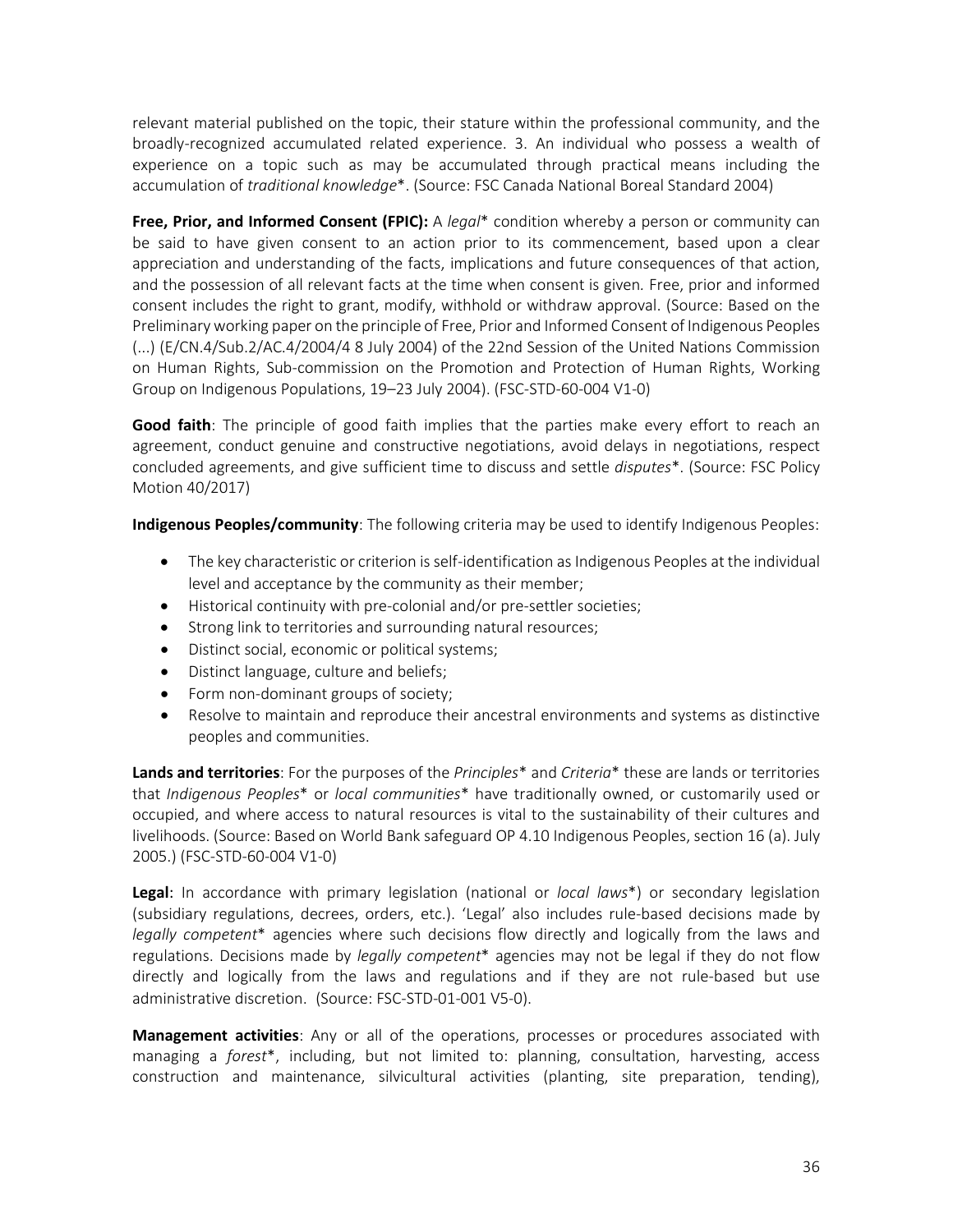relevant material published on the topic, their stature within the professional community, and the broadly-recognized accumulated related experience. 3. An individual who possess a wealth of experience on a topic such as may be accumulated through practical means including the accumulation of *traditional knowledge**. (Source: FSC Canada National Boreal Standard 2004)

**Free, Prior, and Informed Consent (FPIC):** A *legal** condition whereby a person or community can be said to have given consent to an action prior to its commencement, based upon a clear appreciation and understanding of the facts, implications and future consequences of that action, and the possession of all relevant facts at the time when consent is given. Free, prior and informed consent includes the right to grant, modify, withhold or withdraw approval. (Source: Based on the Preliminary working paper on the principle of Free, Prior and Informed Consent of Indigenous Peoples (...) (E/CN.4/Sub.2/AC.4/2004/4 8 July 2004) of the 22nd Session of the United Nations Commission on Human Rights, Sub-commission on the Promotion and Protection of Human Rights, Working Group on Indigenous Populations, 19–23 July 2004). (FSC-STD-60-004 V1-0)

**Good faith**: The principle of good faith implies that the parties make every effort to reach an agreement, conduct genuine and constructive negotiations, avoid delays in negotiations, respect concluded agreements, and give sufficient time to discuss and settle *disputes**. (Source: FSC Policy Motion 40/2017)

**Indigenous Peoples/community**: The following criteria may be used to identify Indigenous Peoples:

- The key characteristic or criterion is self-identification as Indigenous Peoples at the individual level and acceptance by the community as their member;
- Historical continuity with pre-colonial and/or pre-settler societies;
- Strong link to territories and surrounding natural resources;
- Distinct social, economic or political systems;
- Distinct language, culture and beliefs;
- Form non-dominant groups of society;
- Resolve to maintain and reproduce their ancestral environments and systems as distinctive peoples and communities.

**Lands and territories**: For the purposes of the *Principles** and *Criteria** these are lands or territories that *Indigenous Peoples** or *local communities** have traditionally owned, or customarily used or occupied, and where access to natural resources is vital to the sustainability of their cultures and livelihoods. (Source: Based on World Bank safeguard OP 4.10 Indigenous Peoples, section 16 (a). July 2005.) (FSC-STD-60-004 V1-0)

**Legal**: In accordance with primary legislation (national or *local laws**) or secondary legislation (subsidiary regulations, decrees, orders, etc.). 'Legal' also includes rule-based decisions made by *legally competent** agencies where such decisions flow directly and logically from the laws and regulations. Decisions made by *legally competent** agencies may not be legal if they do not flow directly and logically from the laws and regulations and if they are not rule-based but use administrative discretion. (Source: FSC-STD-01-001 V5-0).

**Management activities**: Any or all of the operations, processes or procedures associated with managing a *forest**, including, but not limited to: planning, consultation, harvesting, access construction and maintenance, silvicultural activities (planting, site preparation, tending),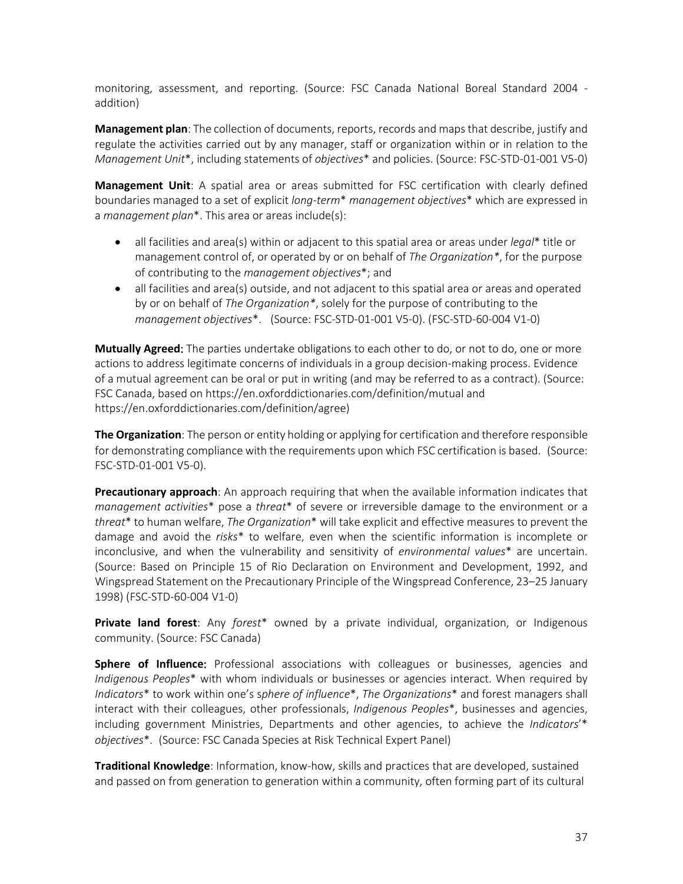monitoring, assessment, and reporting. (Source: FSC Canada National Boreal Standard 2004 - addition)

**Management plan**: The collection of documents, reports, records and maps that describe, justify and regulate the activities carried out by any manager, staff or organization within or in relation to the *Management Unit*\*, including statements of *objectives*\* and policies. (Source: FSC-STD-01-001 V5-0)

**Management Unit**: A spatial area or areas submitted for FSC certification with clearly defined boundaries managed to a set of explicit *long-term*\* *management objectives*\* which are expressed in a *management plan*\*. This area or areas include(s):

- all facilities and area(s) within or adjacent to this spatial area or areas under *legal*\* title or management control of, or operated by or on behalf of *The Organization\**, for the purpose of contributing to the *management objectives*\*; and
- all facilities and area(s) outside, and not adjacent to this spatial area or areas and operated by or on behalf of *The Organization\**, solely for the purpose of contributing to the *management objectives*\*. (Source: FSC-STD-01-001 V5-0). (FSC-STD-60-004 V1-0)

**Mutually Agreed:** The parties undertake obligations to each other to do, or not to do, one or more actions to address legitimate concerns of individuals in a group decision-making process. Evidence of a mutual agreement can be oral or put in writing (and may be referred to as a contract). (Source: FSC Canada, based on https://en.oxforddictionaries.com/definition/mutual and https://en.oxforddictionaries.com/definition/agree)

**The Organization**: The person or entity holding or applying for certification and therefore responsible for demonstrating compliance with the requirements upon which FSC certification is based. (Source: FSC-STD-01-001 V5-0).

**Precautionary approach**: An approach requiring that when the available information indicates that *management activities*\* pose a *threat*\* of severe or irreversible damage to the environment or a *threat*\* to human welfare, *The Organization*\* will take explicit and effective measures to prevent the damage and avoid the *risks*\* to welfare, even when the scientific information is incomplete or inconclusive, and when the vulnerability and sensitivity of *environmental values*\* are uncertain. (Source: Based on Principle 15 of Rio Declaration on Environment and Development, 1992, and Wingspread Statement on the Precautionary Principle of the Wingspread Conference, 23–25 January 1998) (FSC-STD-60-004 V1-0)

**Private land forest**: Any *forest*\* owned by a private individual, organization, or Indigenous community. (Source: FSC Canada)

**Sphere of Influence:** Professional associations with colleagues or businesses, agencies and *Indigenous Peoples*\* with whom individuals or businesses or agencies interact. When required by *Indicators*\* to work within one's s*phere of influence*\*, *The Organizations*\* and forest managers shall interact with their colleagues, other professionals, *Indigenous Peoples*\*, businesses and agencies, including government Ministries, Departments and other agencies, to achieve the *Indicators*'\* *objectives*\*. (Source: FSC Canada Species at Risk Technical Expert Panel)

**Traditional Knowledge**: Information, know-how, skills and practices that are developed, sustained and passed on from generation to generation within a community, often forming part of its cultural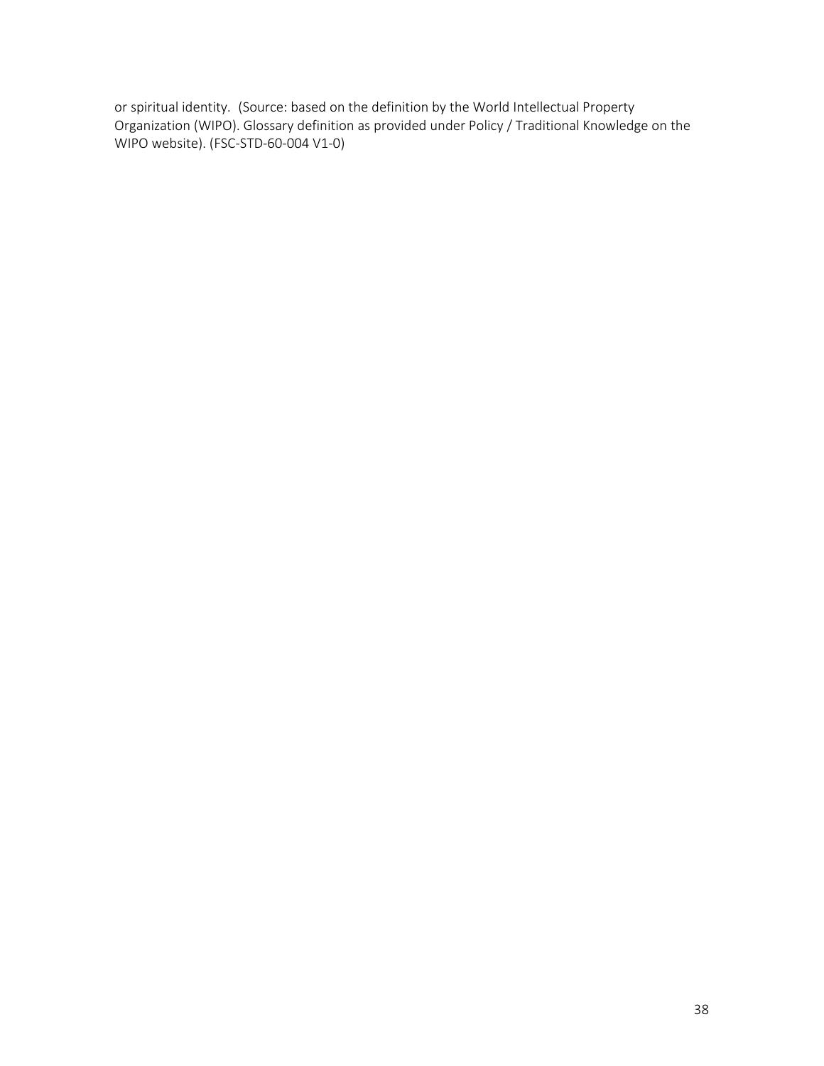or spiritual identity. (Source: based on the definition by the World Intellectual Property Organization (WIPO). Glossary definition as provided under Policy / Traditional Knowledge on the WIPO website). (FSC-STD-60-004 V1-0)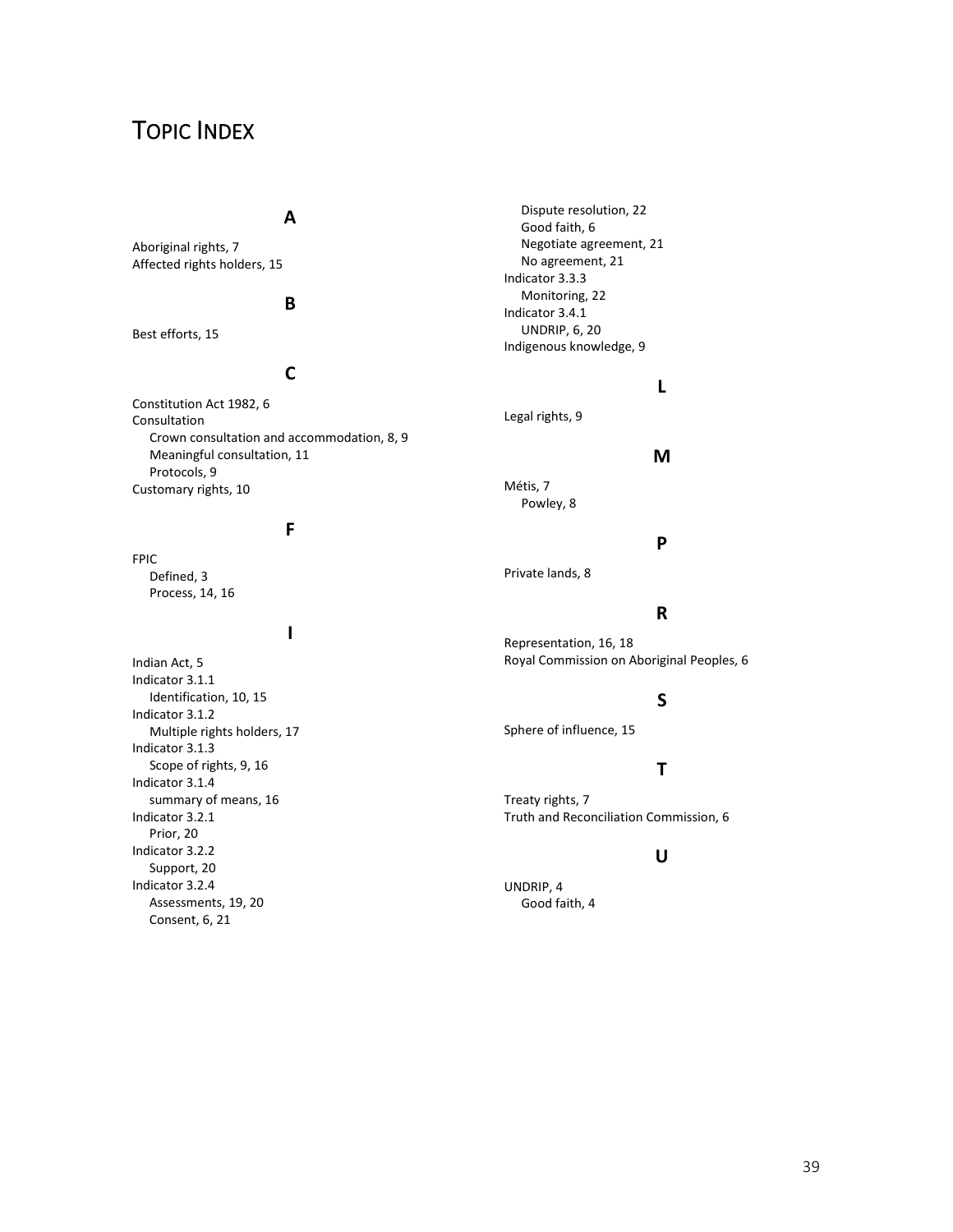# Topic Index

**A**

Aboriginal rights, 7
Affected rights holders, 15

**B**

Best efforts, 15

**C**

Constitution Act 1982, 6
Consultation
- Crown consultation and accommodation, 8, 9
- Meaningful consultation, 11
- Protocols, 9

Customary rights, 10

**F**

FPIC
- Defined, 3
- Process, 14, 16

**I**

Indian Act, 5
Indicator 3.1.1
- Identification, 10, 15

Indicator 3.1.2
- Multiple rights holders, 17

Indicator 3.1.3
- Scope of rights, 9, 16

Indicator 3.1.4
- summary of means, 16

Indicator 3.2.1
- Prior, 20

Indicator 3.2.2
- Support, 20

Indicator 3.2.4
- Assessments, 19, 20
- Consent, 6, 21
- Dispute resolution, 22
- Good faith, 6
- Negotiate agreement, 21
- No agreement, 21

Indicator 3.3.3
- Monitoring, 22

Indicator 3.4.1
- UNDRIP, 6, 20

Indigenous knowledge, 9

**L**

Legal rights, 9

**M**

Métis, 7
- Powley, 8

**P**

Private lands, 8

**R**

Representation, 16, 18
Royal Commission on Aboriginal Peoples, 6

**S**

Sphere of influence, 15

**T**

Treaty rights, 7
Truth and Reconciliation Commission, 6

**U**

UNDRIP, 4
- Good faith, 4